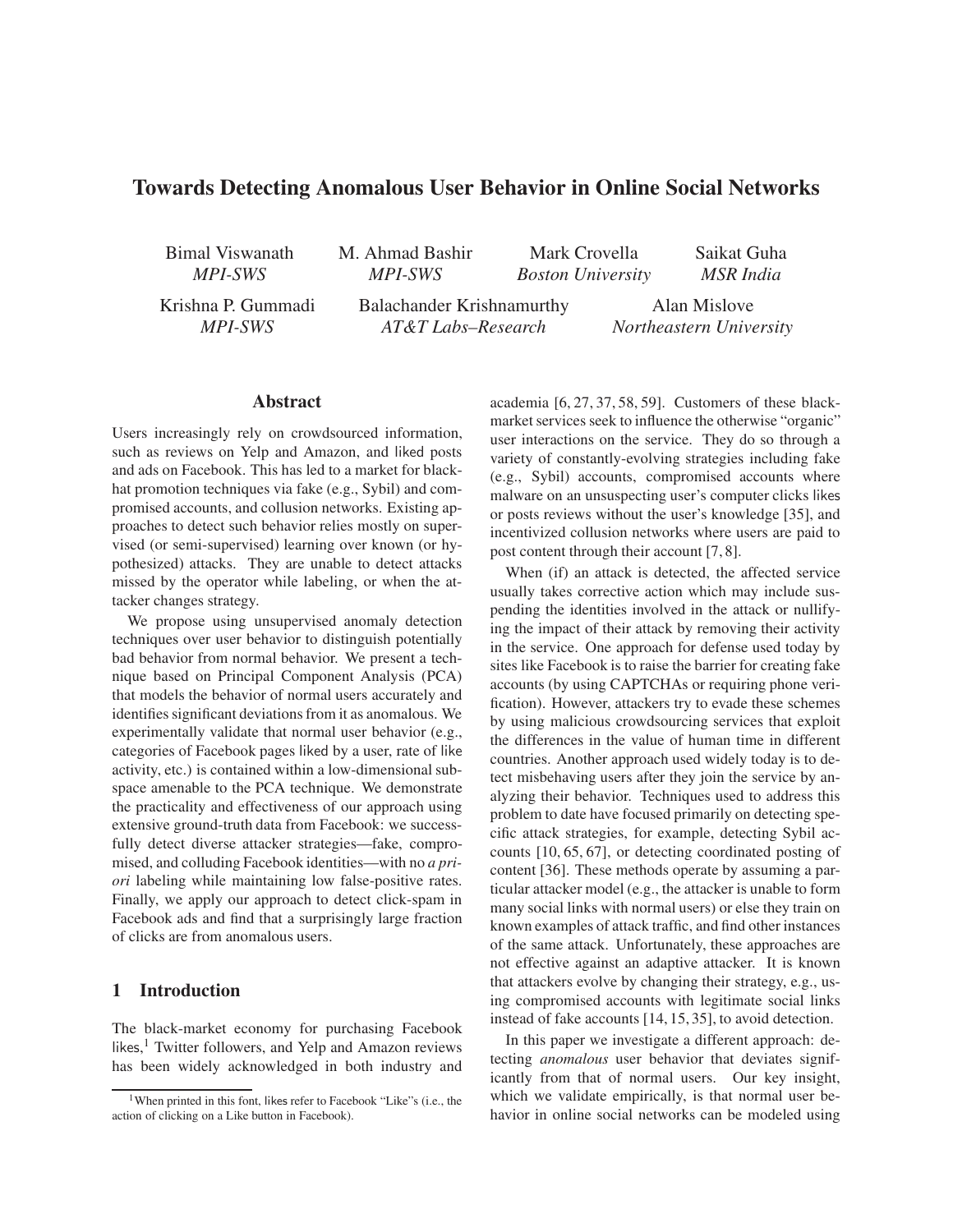# Towards Detecting Anomalous User Behavior in Online Social Networks

Bimal Viswanath, *MPI-SWS*
M. Ahmad Bashir, *MPI-SWS*
Mark Crovella, *Boston University*
Saikat Guha, *MSR India*
Krishna P. Gummadi, *MPI-SWS*
Balachander Krishnamurthy, *AT&T Labs–Research*
Alan Mislove, *Northeastern University*

## Abstract

Users increasingly rely on crowdsourced information, such as reviews on Yelp and Amazon, and liked posts and ads on Facebook. This has led to a market for blackhat promotion techniques via fake (e.g., Sybil) and compromised accounts, and collusion networks. Existing approaches to detect such behavior relies mostly on supervised (or semi-supervised) learning over known (or hypothesized) attacks. They are unable to detect attacks missed by the operator while labeling, or when the attacker changes strategy.

We propose using unsupervised anomaly detection techniques over user behavior to distinguish potentially bad behavior from normal behavior. We present a technique based on Principal Component Analysis (PCA) that models the behavior of normal users accurately and identifies significant deviations from it as anomalous. We experimentally validate that normal user behavior (e.g., categories of Facebook pages liked by a user, rate of like activity, etc.) is contained within a low-dimensional subspace amenable to the PCA technique. We demonstrate the practicality and effectiveness of our approach using extensive ground-truth data from Facebook: we successfully detect diverse attacker strategies—fake, compromised, and colluding Facebook identities—with no *a priori* labeling while maintaining low false-positive rates. Finally, we apply our approach to detect click-spam in Facebook ads and find that a surprisingly large fraction of clicks are from anomalous users.

## 1 Introduction

The black-market economy for purchasing Facebook likes,[1] Twitter followers, and Yelp and Amazon reviews has been widely acknowledged in both industry and academia [6, 27, 37, 58, 59]. Customers of these black-market services seek to influence the otherwise "organic" user interactions on the service. They do so through a variety of constantly-evolving strategies including fake (e.g., Sybil) accounts, compromised accounts where malware on an unsuspecting user's computer clicks likes or posts reviews without the user's knowledge [35], and incentivized collusion networks where users are paid to post content through their account [7, 8].

When (if) an attack is detected, the affected service usually takes corrective action which may include suspending the identities involved in the attack or nullifying the impact of their attack by removing their activity in the service. One approach for defense used today by sites like Facebook is to raise the barrier for creating fake accounts (by using CAPTCHAs or requiring phone verification). However, attackers try to evade these schemes by using malicious crowdsourcing services that exploit the differences in the value of human time in different countries. Another approach used widely today is to detect misbehaving users after they join the service by analyzing their behavior. Techniques used to address this problem to date have focused primarily on detecting specific attack strategies, for example, detecting Sybil accounts [10, 65, 67], or detecting coordinated posting of content [36]. These methods operate by assuming a particular attacker model (e.g., the attacker is unable to form many social links with normal users) or else they train on known examples of attack traffic, and find other instances of the same attack. Unfortunately, these approaches are not effective against an adaptive attacker. It is known that attackers evolve by changing their strategy, e.g., using compromised accounts with legitimate social links instead of fake accounts [14, 15, 35], to avoid detection.

In this paper we investigate a different approach: detecting *anomalous* user behavior that deviates significantly from that of normal users. Our key insight, which we validate empirically, is that normal user behavior in online social networks can be modeled using

[1] When printed in this font, likes refer to Facebook "Like"s (i.e., the action of clicking on a Like button in Facebook).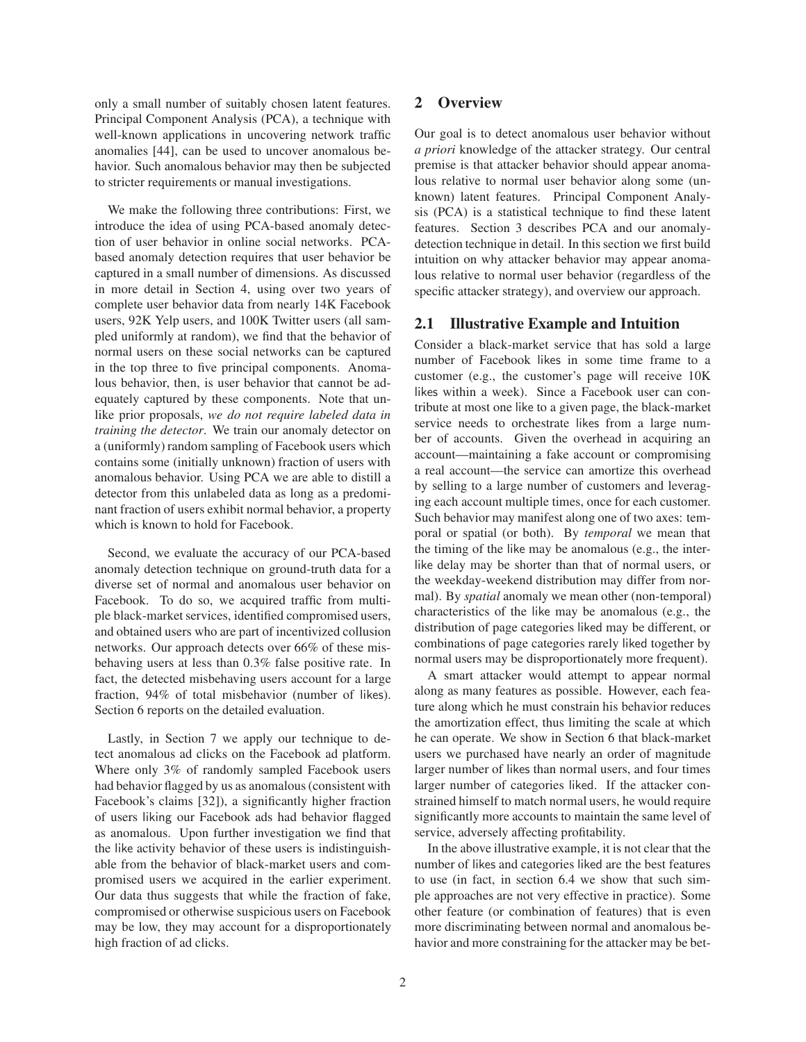only a small number of suitably chosen latent features. Principal Component Analysis (PCA), a technique with well-known applications in uncovering network traffic anomalies [44], can be used to uncover anomalous behavior. Such anomalous behavior may then be subjected to stricter requirements or manual investigations.

We make the following three contributions: First, we introduce the idea of using PCA-based anomaly detection of user behavior in online social networks. PCA-based anomaly detection requires that user behavior be captured in a small number of dimensions. As discussed in more detail in Section 4, using over two years of complete user behavior data from nearly 14K Facebook users, 92K Yelp users, and 100K Twitter users (all sampled uniformly at random), we find that the behavior of normal users on these social networks can be captured in the top three to five principal components. Anomalous behavior, then, is user behavior that cannot be adequately captured by these components. Note that unlike prior proposals, *we do not require labeled data in training the detector*. We train our anomaly detector on a (uniformly) random sampling of Facebook users which contains some (initially unknown) fraction of users with anomalous behavior. Using PCA we are able to distill a detector from this unlabeled data as long as a predominant fraction of users exhibit normal behavior, a property which is known to hold for Facebook.

Second, we evaluate the accuracy of our PCA-based anomaly detection technique on ground-truth data for a diverse set of normal and anomalous user behavior on Facebook. To do so, we acquired traffic from multiple black-market services, identified compromised users, and obtained users who are part of incentivized collusion networks. Our approach detects over 66% of these misbehaving users at less than 0.3% false positive rate. In fact, the detected misbehaving users account for a large fraction, 94% of total misbehavior (number of likes). Section 6 reports on the detailed evaluation.

Lastly, in Section 7 we apply our technique to detect anomalous ad clicks on the Facebook ad platform. Where only 3% of randomly sampled Facebook users had behavior flagged by us as anomalous (consistent with Facebook's claims [32]), a significantly higher fraction of users liking our Facebook ads had behavior flagged as anomalous. Upon further investigation we find that the like activity behavior of these users is indistinguishable from the behavior of black-market users and compromised users we acquired in the earlier experiment. Our data thus suggests that while the fraction of fake, compromised or otherwise suspicious users on Facebook may be low, they may account for a disproportionately high fraction of ad clicks.

## 2 Overview

Our goal is to detect anomalous user behavior without *a priori* knowledge of the attacker strategy. Our central premise is that attacker behavior should appear anomalous relative to normal user behavior along some (unknown) latent features. Principal Component Analysis (PCA) is a statistical technique to find these latent features. Section 3 describes PCA and our anomaly-detection technique in detail. In this section we first build intuition on why attacker behavior may appear anomalous relative to normal user behavior (regardless of the specific attacker strategy), and overview our approach.

### 2.1 Illustrative Example and Intuition

Consider a black-market service that has sold a large number of Facebook likes in some time frame to a customer (e.g., the customer's page will receive 10K likes within a week). Since a Facebook user can contribute at most one like to a given page, the black-market service needs to orchestrate likes from a large number of accounts. Given the overhead in acquiring an account—maintaining a fake account or compromising a real account—the service can amortize this overhead by selling to a large number of customers and leveraging each account multiple times, once for each customer. Such behavior may manifest along one of two axes: temporal or spatial (or both). By *temporal* we mean that the timing of the like may be anomalous (e.g., the inter-like delay may be shorter than that of normal users, or the weekday-weekend distribution may differ from normal). By *spatial* anomaly we mean other (non-temporal) characteristics of the like may be anomalous (e.g., the distribution of page categories liked may be different, or combinations of page categories rarely liked together by normal users may be disproportionately more frequent).

A smart attacker would attempt to appear normal along as many features as possible. However, each feature along which he must constrain his behavior reduces the amortization effect, thus limiting the scale at which he can operate. We show in Section 6 that black-market users we purchased have nearly an order of magnitude larger number of likes than normal users, and four times larger number of categories liked. If the attacker constrained himself to match normal users, he would require significantly more accounts to maintain the same level of service, adversely affecting profitability.

In the above illustrative example, it is not clear that the number of likes and categories liked are the best features to use (in fact, in section 6.4 we show that such simple approaches are not very effective in practice). Some other feature (or combination of features) that is even more discriminating between normal and anomalous behavior and more constraining for the attacker may be bet-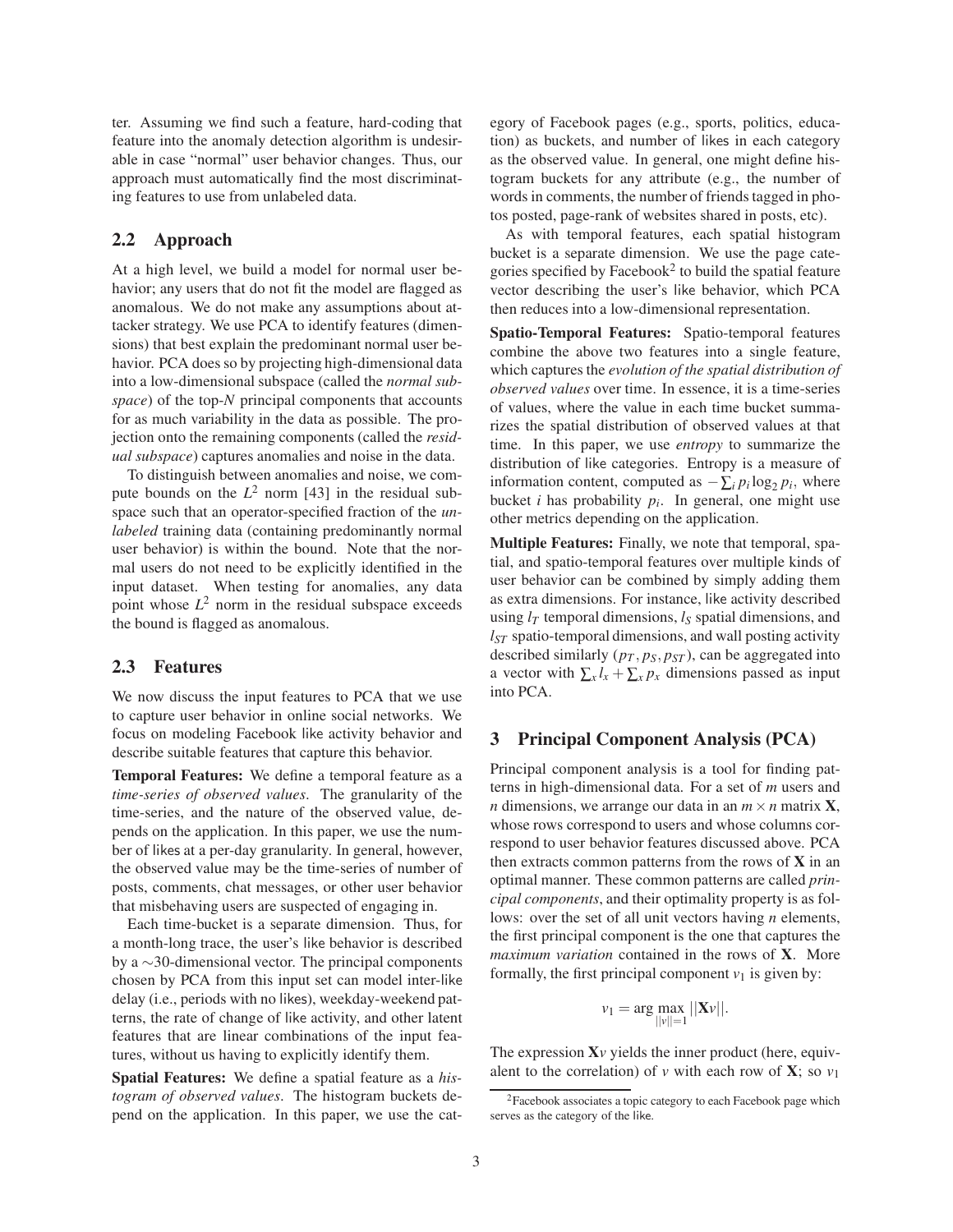ter. Assuming we find such a feature, hard-coding that feature into the anomaly detection algorithm is undesirable in case "normal" user behavior changes. Thus, our approach must automatically find the most discriminating features to use from unlabeled data.

## 2.2 Approach

At a high level, we build a model for normal user behavior; any users that do not fit the model are flagged as anomalous. We do not make any assumptions about attacker strategy. We use PCA to identify features (dimensions) that best explain the predominant normal user behavior. PCA does so by projecting high-dimensional data into a low-dimensional subspace (called the *normal subspace*) of the top-$N$ principal components that accounts for as much variability in the data as possible. The projection onto the remaining components (called the *residual subspace*) captures anomalies and noise in the data.

To distinguish between anomalies and noise, we compute bounds on the $L^2$ norm [43] in the residual subspace such that an operator-specified fraction of the *unlabeled* training data (containing predominantly normal user behavior) is within the bound. Note that the normal users do not need to be explicitly identified in the input dataset. When testing for anomalies, any data point whose $L^2$ norm in the residual subspace exceeds the bound is flagged as anomalous.

## 2.3 Features

We now discuss the input features to PCA that we use to capture user behavior in online social networks. We focus on modeling Facebook like activity behavior and describe suitable features that capture this behavior.

**Temporal Features:** We define a temporal feature as a *time-series of observed values*. The granularity of the time-series, and the nature of the observed value, depends on the application. In this paper, we use the number of likes at a per-day granularity. In general, however, the observed value may be the time-series of number of posts, comments, chat messages, or other user behavior that misbehaving users are suspected of engaging in.

Each time-bucket is a separate dimension. Thus, for a month-long trace, the user's like behavior is described by a $\sim$30-dimensional vector. The principal components chosen by PCA from this input set can model inter-like delay (i.e., periods with no likes), weekday-weekend patterns, the rate of change of like activity, and other latent features that are linear combinations of the input features, without us having to explicitly identify them.

**Spatial Features:** We define a spatial feature as a *histogram of observed values*. The histogram buckets depend on the application. In this paper, we use the category of Facebook pages (e.g., sports, politics, education) as buckets, and number of likes in each category as the observed value. In general, one might define histogram buckets for any attribute (e.g., the number of words in comments, the number of friends tagged in photos posted, page-rank of websites shared in posts, etc).

As with temporal features, each spatial histogram bucket is a separate dimension. We use the page categories specified by Facebook[2] to build the spatial feature vector describing the user's like behavior, which PCA then reduces into a low-dimensional representation.

**Spatio-Temporal Features:** Spatio-temporal features combine the above two features into a single feature, which captures the *evolution of the spatial distribution of observed values* over time. In essence, it is a time-series of values, where the value in each time bucket summarizes the spatial distribution of observed values at that time. In this paper, we use *entropy* to summarize the distribution of like categories. Entropy is a measure of information content, computed as $-\sum_i p_i \log_2 p_i$, where bucket $i$ has probability $p_i$. In general, one might use other metrics depending on the application.

**Multiple Features:** Finally, we note that temporal, spatial, and spatio-temporal features over multiple kinds of user behavior can be combined by simply adding them as extra dimensions. For instance, like activity described using $l_T$ temporal dimensions, $l_S$ spatial dimensions, and $l_{ST}$ spatio-temporal dimensions, and wall posting activity described similarly ($p_T, p_S, p_{ST}$), can be aggregated into a vector with $\sum_x l_x + \sum_x p_x$ dimensions passed as input into PCA.

# 3 Principal Component Analysis (PCA)

Principal component analysis is a tool for finding patterns in high-dimensional data. For a set of $m$ users and $n$ dimensions, we arrange our data in an $m \times n$ matrix $\mathbf{X}$, whose rows correspond to users and whose columns correspond to user behavior features discussed above. PCA then extracts common patterns from the rows of $\mathbf{X}$ in an optimal manner. These common patterns are called *principal components*, and their optimality property is as follows: over the set of all unit vectors having $n$ elements, the first principal component is the one that captures the *maximum variation* contained in the rows of $\mathbf{X}$. More formally, the first principal component $v_1$ is given by:

$$v_1 = \arg\max_{||v||=1} ||\mathbf{X}v||.$$

The expression $\mathbf{X}v$ yields the inner product (here, equivalent to the correlation) of $v$ with each row of $\mathbf{X}$; so $v_1$

[2] Facebook associates a topic category to each Facebook page which serves as the category of the like.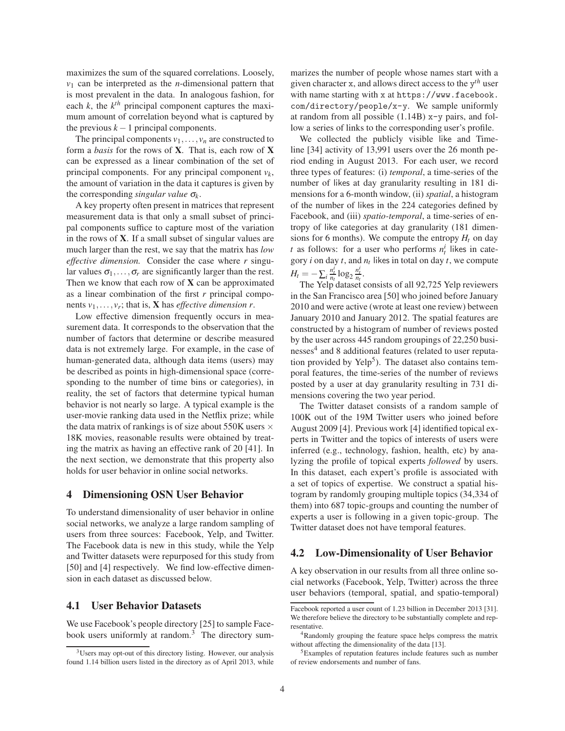maximizes the sum of the squared correlations. Loosely, $v_1$ can be interpreted as the $n$-dimensional pattern that is most prevalent in the data. In analogous fashion, for each $k$, the $k^{th}$ principal component captures the maximum amount of correlation beyond what is captured by the previous $k-1$ principal components.

The principal components $v_1, \ldots, v_n$ are constructed to form a *basis* for the rows of $\mathbf{X}$. That is, each row of $\mathbf{X}$ can be expressed as a linear combination of the set of principal components. For any principal component $v_k$, the amount of variation in the data it captures is given by the corresponding *singular value* $\sigma_k$.

A key property often present in matrices that represent measurement data is that only a small subset of principal components suffice to capture most of the variation in the rows of $\mathbf{X}$. If a small subset of singular values are much larger than the rest, we say that the matrix has *low effective dimension.* Consider the case where $r$ singular values $\sigma_1, \ldots, \sigma_r$ are significantly larger than the rest. Then we know that each row of $\mathbf{X}$ can be approximated as a linear combination of the first $r$ principal components $v_1, \ldots, v_r$; that is, $\mathbf{X}$ has *effective dimension r*.

Low effective dimension frequently occurs in measurement data. It corresponds to the observation that the number of factors that determine or describe measured data is not extremely large. For example, in the case of human-generated data, although data items (users) may be described as points in high-dimensional space (corresponding to the number of time bins or categories), in reality, the set of factors that determine typical human behavior is not nearly so large. A typical example is the user-movie ranking data used in the Netflix prize; while the data matrix of rankings is of size about 550K users $\times$ 18K movies, reasonable results were obtained by treating the matrix as having an effective rank of 20 [41]. In the next section, we demonstrate that this property also holds for user behavior in online social networks.

## 4 Dimensioning OSN User Behavior

To understand dimensionality of user behavior in online social networks, we analyze a large random sampling of users from three sources: Facebook, Yelp, and Twitter. The Facebook data is new in this study, while the Yelp and Twitter datasets were repurposed for this study from [50] and [4] respectively. We find low-effective dimension in each dataset as discussed below.

### 4.1 User Behavior Datasets

We use Facebook's people directory [25] to sample Facebook users uniformly at random.[3] The directory summarizes the number of people whose names start with a given character x, and allows direct access to the $y^{th}$ user with name starting with x at `https://www.facebook.com/directory/people/x-y`. We sample uniformly at random from all possible (1.14B) x-y pairs, and follow a series of links to the corresponding user's profile.

We collected the publicly visible like and Timeline [34] activity of 13,991 users over the 26 month period ending in August 2013. For each user, we record three types of features: (i) *temporal*, a time-series of the number of likes at day granularity resulting in 181 dimensions for a 6-month window, (ii) *spatial*, a histogram of the number of likes in the 224 categories defined by Facebook, and (iii) *spatio-temporal*, a time-series of entropy of like categories at day granularity (181 dimensions for 6 months). We compute the entropy $H_t$ on day $t$ as follows: for a user who performs $n_t^i$ likes in category $i$ on day $t$, and $n_t$ likes in total on day $t$, we compute $H_t = -\sum_i \frac{n_t^i}{n_t} \log_2 \frac{n_t^i}{n_t}$.

The Yelp dataset consists of all 92,725 Yelp reviewers in the San Francisco area [50] who joined before January 2010 and were active (wrote at least one review) between January 2010 and January 2012. The spatial features are constructed by a histogram of number of reviews posted by the user across 445 random groupings of 22,250 businesses[4] and 8 additional features (related to user reputation provided by Yelp[5]). The dataset also contains temporal features, the time-series of the number of reviews posted by a user at day granularity resulting in 731 dimensions covering the two year period.

The Twitter dataset consists of a random sample of 100K out of the 19M Twitter users who joined before August 2009 [4]. Previous work [4] identified topical experts in Twitter and the topics of interests of users were inferred (e.g., technology, fashion, health, etc) by analyzing the profile of topical experts *followed* by users. In this dataset, each expert's profile is associated with a set of topics of expertise. We construct a spatial histogram by randomly grouping multiple topics (34,334 of them) into 687 topic-groups and counting the number of experts a user is following in a given topic-group. The Twitter dataset does not have temporal features.

### 4.2 Low-Dimensionality of User Behavior

A key observation in our results from all three online social networks (Facebook, Yelp, Twitter) across the three user behaviors (temporal, spatial, and spatio-temporal)

[3] Users may opt-out of this directory listing. However, our analysis found 1.14 billion users listed in the directory as of April 2013, while Facebook reported a user count of 1.23 billion in December 2013 [31]. We therefore believe the directory to be substantially complete and representative.

[4] Randomly grouping the feature space helps compress the matrix without affecting the dimensionality of the data [13].

[5] Examples of reputation features include features such as number of review endorsements and number of fans.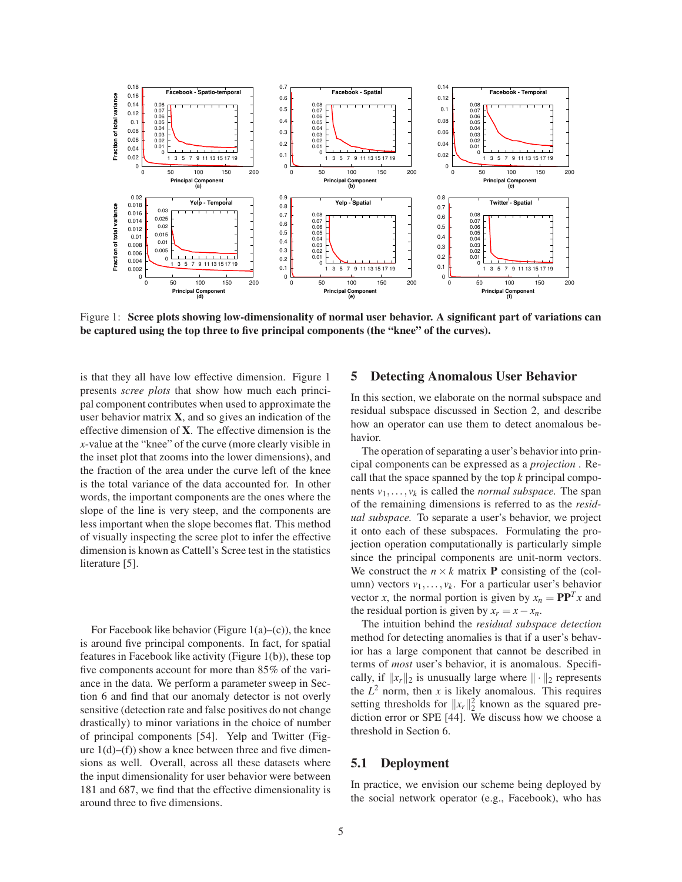Figure 1: **Scree plots showing low-dimensionality of normal user behavior. A significant part of variations can be captured using the top three to five principal components (the "knee" of the curves).**

is that they all have low effective dimension. Figure 1 presents *scree plots* that show how much each principal component contributes when used to approximate the user behavior matrix $\mathbf{X}$, and so gives an indication of the effective dimension of $\mathbf{X}$. The effective dimension is the $x$-value at the "knee" of the curve (more clearly visible in the inset plot that zooms into the lower dimensions), and the fraction of the area under the curve left of the knee is the total variance of the data accounted for. In other words, the important components are the ones where the slope of the line is very steep, and the components are less important when the slope becomes flat. This method of visually inspecting the scree plot to infer the effective dimension is known as Cattell's Scree test in the statistics literature [5].

For Facebook like behavior (Figure 1(a)–(c)), the knee is around five principal components. In fact, for spatial features in Facebook like activity (Figure 1(b)), these top five components account for more than 85% of the variance in the data. We perform a parameter sweep in Section 6 and find that our anomaly detector is not overly sensitive (detection rate and false positives do not change drastically) to minor variations in the choice of number of principal components [54]. Yelp and Twitter (Figure 1(d)–(f)) show a knee between three and five dimensions as well. Overall, across all these datasets where the input dimensionality for user behavior were between 181 and 687, we find that the effective dimensionality is around three to five dimensions.

## 5 Detecting Anomalous User Behavior

In this section, we elaborate on the normal subspace and residual subspace discussed in Section 2, and describe how an operator can use them to detect anomalous behavior.

The operation of separating a user's behavior into principal components can be expressed as a *projection* . Recall that the space spanned by the top $k$ principal components $v_1, \ldots, v_k$ is called the *normal subspace.* The span of the remaining dimensions is referred to as the *residual subspace.* To separate a user's behavior, we project it onto each of these subspaces. Formulating the projection operation computationally is particularly simple since the principal components are unit-norm vectors. We construct the $n \times k$ matrix $\mathbf{P}$ consisting of the (column) vectors $v_1, \ldots, v_k$. For a particular user's behavior vector $x$, the normal portion is given by $x_n = \mathbf{P}\mathbf{P}^T x$ and the residual portion is given by $x_r = x - x_n$.

The intuition behind the *residual subspace detection* method for detecting anomalies is that if a user's behavior has a large component that cannot be described in terms of *most* user's behavior, it is anomalous. Specifically, if $\|x_r\|_2$ is unusually large where $\|\cdot\|_2$ represents the $L^2$ norm, then $x$ is likely anomalous. This requires setting thresholds for $\|x_r\|_2^2$ known as the squared prediction error or SPE [44]. We discuss how we choose a threshold in Section 6.

### 5.1 Deployment

In practice, we envision our scheme being deployed by the social network operator (e.g., Facebook), who has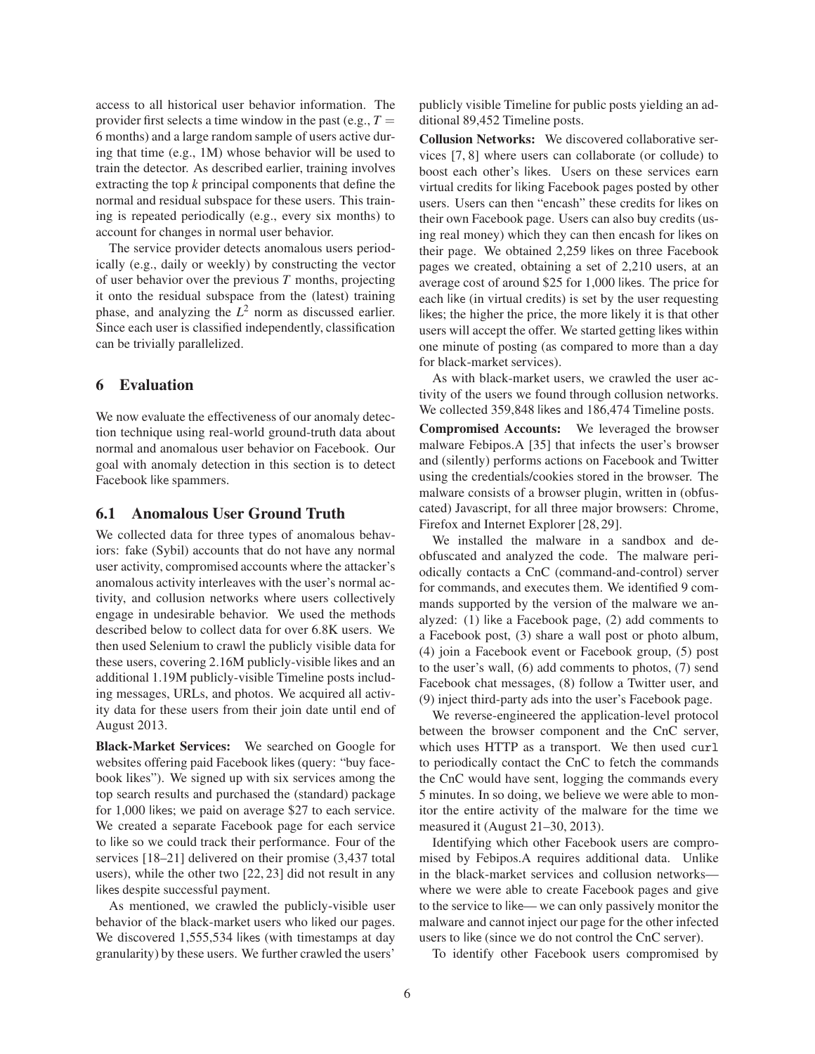access to all historical user behavior information. The provider first selects a time window in the past (e.g., $T =$ 6 months) and a large random sample of users active during that time (e.g., 1M) whose behavior will be used to train the detector. As described earlier, training involves extracting the top $k$ principal components that define the normal and residual subspace for these users. This training is repeated periodically (e.g., every six months) to account for changes in normal user behavior.

The service provider detects anomalous users periodically (e.g., daily or weekly) by constructing the vector of user behavior over the previous $T$ months, projecting it onto the residual subspace from the (latest) training phase, and analyzing the $L^2$ norm as discussed earlier. Since each user is classified independently, classification can be trivially parallelized.

# 6 Evaluation

We now evaluate the effectiveness of our anomaly detection technique using real-world ground-truth data about normal and anomalous user behavior on Facebook. Our goal with anomaly detection in this section is to detect Facebook like spammers.

## 6.1 Anomalous User Ground Truth

We collected data for three types of anomalous behaviors: fake (Sybil) accounts that do not have any normal user activity, compromised accounts where the attacker's anomalous activity interleaves with the user's normal activity, and collusion networks where users collectively engage in undesirable behavior. We used the methods described below to collect data for over 6.8K users. We then used Selenium to crawl the publicly visible data for these users, covering 2.16M publicly-visible likes and an additional 1.19M publicly-visible Timeline posts including messages, URLs, and photos. We acquired all activity data for these users from their join date until end of August 2013.

**Black-Market Services:** We searched on Google for websites offering paid Facebook likes (query: "buy facebook likes"). We signed up with six services among the top search results and purchased the (standard) package for 1,000 likes; we paid on average $27 to each service. We created a separate Facebook page for each service to like so we could track their performance. Four of the services [18–21] delivered on their promise (3,437 total users), while the other two [22, 23] did not result in any likes despite successful payment.

As mentioned, we crawled the publicly-visible user behavior of the black-market users who liked our pages. We discovered 1,555,534 likes (with timestamps at day granularity) by these users. We further crawled the users' publicly visible Timeline for public posts yielding an additional 89,452 Timeline posts.

**Collusion Networks:** We discovered collaborative services [7, 8] where users can collaborate (or collude) to boost each other's likes. Users on these services earn virtual credits for liking Facebook pages posted by other users. Users can then "encash" these credits for likes on their own Facebook page. Users can also buy credits (using real money) which they can then encash for likes on their page. We obtained 2,259 likes on three Facebook pages we created, obtaining a set of 2,210 users, at an average cost of around $25 for 1,000 likes. The price for each like (in virtual credits) is set by the user requesting likes; the higher the price, the more likely it is that other users will accept the offer. We started getting likes within one minute of posting (as compared to more than a day for black-market services).

As with black-market users, we crawled the user activity of the users we found through collusion networks. We collected 359,848 likes and 186,474 Timeline posts.

**Compromised Accounts:** We leveraged the browser malware Febipos.A [35] that infects the user's browser and (silently) performs actions on Facebook and Twitter using the credentials/cookies stored in the browser. The malware consists of a browser plugin, written in (obfuscated) Javascript, for all three major browsers: Chrome, Firefox and Internet Explorer [28, 29].

We installed the malware in a sandbox and deobfuscated and analyzed the code. The malware periodically contacts a CnC (command-and-control) server for commands, and executes them. We identified 9 commands supported by the version of the malware we analyzed: (1) like a Facebook page, (2) add comments to a Facebook post, (3) share a wall post or photo album, (4) join a Facebook event or Facebook group, (5) post to the user's wall, (6) add comments to photos, (7) send Facebook chat messages, (8) follow a Twitter user, and (9) inject third-party ads into the user's Facebook page.

We reverse-engineered the application-level protocol between the browser component and the CnC server, which uses HTTP as a transport. We then used `curl` to periodically contact the CnC to fetch the commands the CnC would have sent, logging the commands every 5 minutes. In so doing, we believe we were able to monitor the entire activity of the malware for the time we measured it (August 21–30, 2013).

Identifying which other Facebook users are compromised by Febipos.A requires additional data. Unlike in the black-market services and collusion networks—where we were able to create Facebook pages and give to the service to like— we can only passively monitor the malware and cannot inject our page for the other infected users to like (since we do not control the CnC server).

To identify other Facebook users compromised by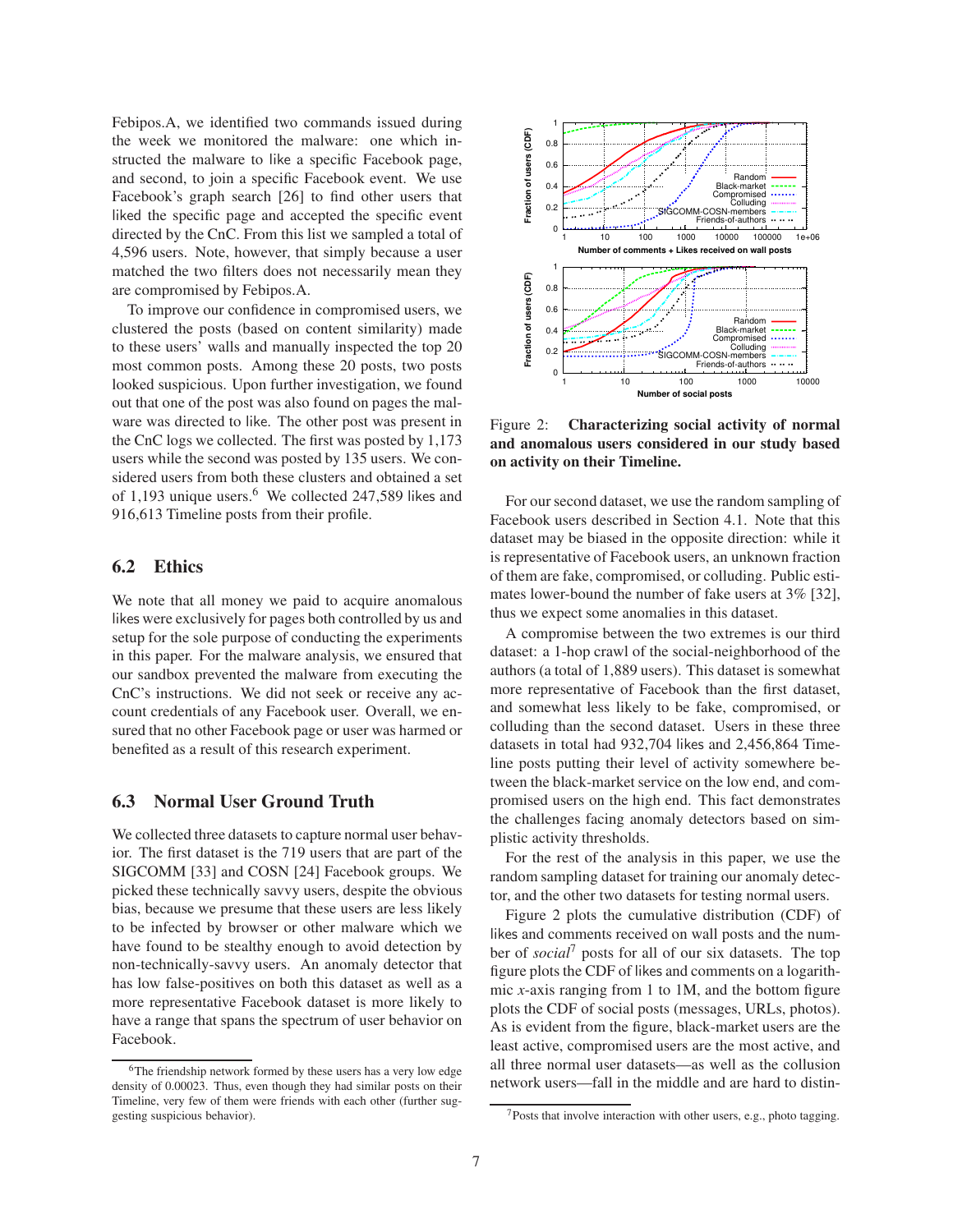Febipos.A, we identified two commands issued during the week we monitored the malware: one which instructed the malware to like a specific Facebook page, and second, to join a specific Facebook event. We use Facebook's graph search [26] to find other users that liked the specific page and accepted the specific event directed by the CnC. From this list we sampled a total of 4,596 users. Note, however, that simply because a user matched the two filters does not necessarily mean they are compromised by Febipos.A.

To improve our confidence in compromised users, we clustered the posts (based on content similarity) made to these users' walls and manually inspected the top 20 most common posts. Among these 20 posts, two posts looked suspicious. Upon further investigation, we found out that one of the post was also found on pages the malware was directed to like. The other post was present in the CnC logs we collected. The first was posted by 1,173 users while the second was posted by 135 users. We considered users from both these clusters and obtained a set of 1,193 unique users.[6] We collected 247,589 likes and 916,613 Timeline posts from their profile.

## 6.2 Ethics

We note that all money we paid to acquire anomalous likes were exclusively for pages both controlled by us and setup for the sole purpose of conducting the experiments in this paper. For the malware analysis, we ensured that our sandbox prevented the malware from executing the CnC's instructions. We did not seek or receive any account credentials of any Facebook user. Overall, we ensured that no other Facebook page or user was harmed or benefited as a result of this research experiment.

## 6.3 Normal User Ground Truth

We collected three datasets to capture normal user behavior. The first dataset is the 719 users that are part of the SIGCOMM [33] and COSN [24] Facebook groups. We picked these technically savvy users, despite the obvious bias, because we presume that these users are less likely to be infected by browser or other malware which we have found to be stealthy enough to avoid detection by non-technically-savvy users. An anomaly detector that has low false-positives on both this dataset as well as a more representative Facebook dataset is more likely to have a range that spans the spectrum of user behavior on Facebook.

[6] The friendship network formed by these users has a very low edge density of 0.00023. Thus, even though they had similar posts on their Timeline, very few of them were friends with each other (further suggesting suspicious behavior).

Figure 2: **Characterizing social activity of normal and anomalous users considered in our study based on activity on their Timeline.**

For our second dataset, we use the random sampling of Facebook users described in Section 4.1. Note that this dataset may be biased in the opposite direction: while it is representative of Facebook users, an unknown fraction of them are fake, compromised, or colluding. Public estimates lower-bound the number of fake users at 3% [32], thus we expect some anomalies in this dataset.

A compromise between the two extremes is our third dataset: a 1-hop crawl of the social-neighborhood of the authors (a total of 1,889 users). This dataset is somewhat more representative of Facebook than the first dataset, and somewhat less likely to be fake, compromised, or colluding than the second dataset. Users in these three datasets in total had 932,704 likes and 2,456,864 Timeline posts putting their level of activity somewhere between the black-market service on the low end, and compromised users on the high end. This fact demonstrates the challenges facing anomaly detectors based on simplistic activity thresholds.

For the rest of the analysis in this paper, we use the random sampling dataset for training our anomaly detector, and the other two datasets for testing normal users.

Figure 2 plots the cumulative distribution (CDF) of likes and comments received on wall posts and the number of *social*[7] posts for all of our six datasets. The top figure plots the CDF of likes and comments on a logarithmic $x$-axis ranging from 1 to 1M, and the bottom figure plots the CDF of social posts (messages, URLs, photos). As is evident from the figure, black-market users are the least active, compromised users are the most active, and all three normal user datasets—as well as the collusion network users—fall in the middle and are hard to distin-

[7] Posts that involve interaction with other users, e.g., photo tagging.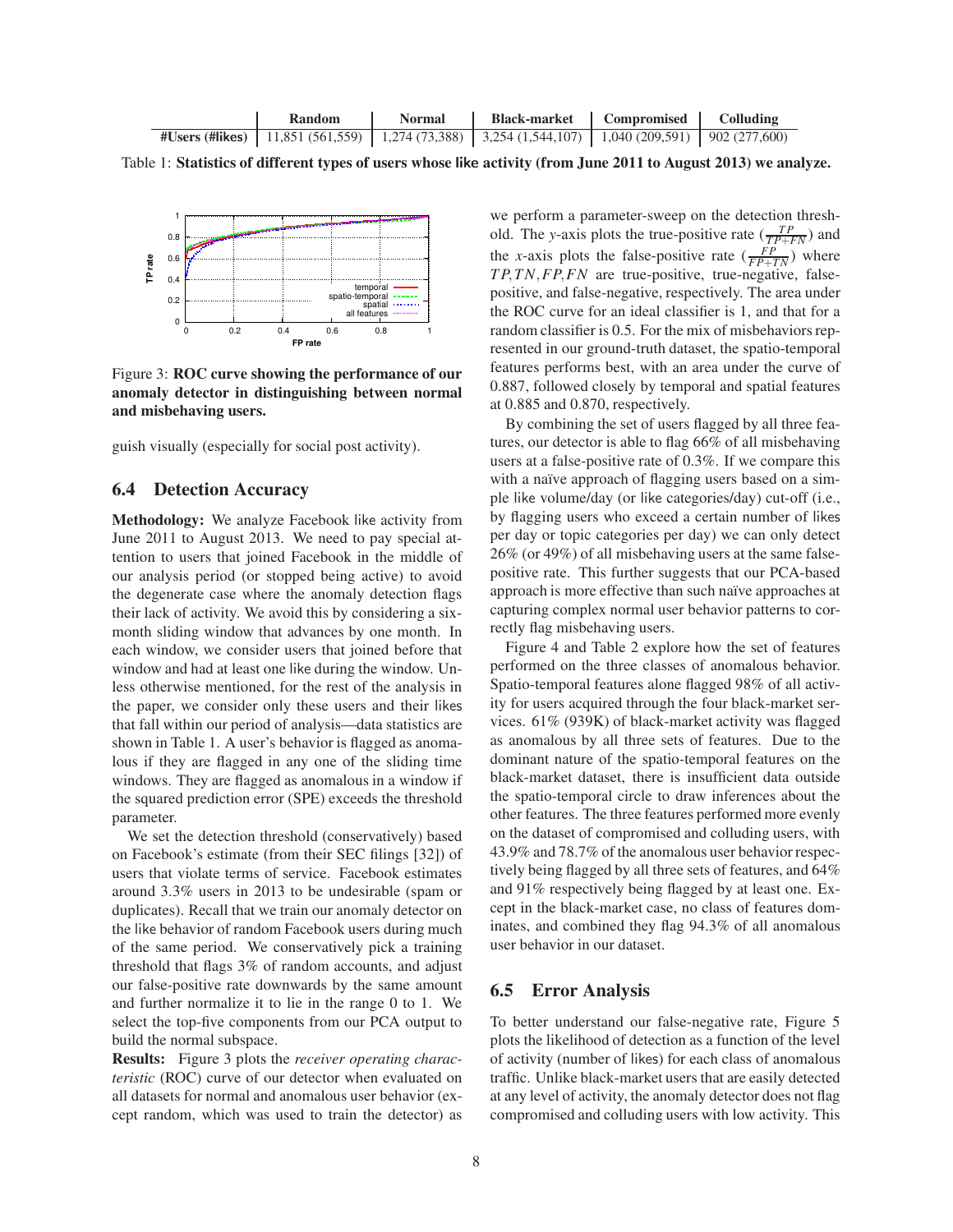| | Random | Normal | Black-market | Compromised | Colluding |
|---|---|---|---|---|---|
| **#Users (#likes)** | 11,851 (561,559) | 1,274 (73,388) | 3,254 (1,544,107) | 1,040 (209,591) | 902 (277,600) |

Table 1: **Statistics of different types of users whose like activity (from June 2011 to August 2013) we analyze.**

Figure 3: **ROC curve showing the performance of our anomaly detector in distinguishing between normal and misbehaving users.**

guish visually (especially for social post activity).

### 6.4 Detection Accuracy

**Methodology:** We analyze Facebook like activity from June 2011 to August 2013. We need to pay special attention to users that joined Facebook in the middle of our analysis period (or stopped being active) to avoid the degenerate case where the anomaly detection flags their lack of activity. We avoid this by considering a six-month sliding window that advances by one month. In each window, we consider users that joined before that window and had at least one like during the window. Unless otherwise mentioned, for the rest of the analysis in the paper, we consider only these users and their likes that fall within our period of analysis—data statistics are shown in Table 1. A user's behavior is flagged as anomalous if they are flagged in any one of the sliding time windows. They are flagged as anomalous in a window if the squared prediction error (SPE) exceeds the threshold parameter.

We set the detection threshold (conservatively) based on Facebook's estimate (from their SEC filings [32]) of users that violate terms of service. Facebook estimates around 3.3% users in 2013 to be undesirable (spam or duplicates). Recall that we train our anomaly detector on the like behavior of random Facebook users during much of the same period. We conservatively pick a training threshold that flags 3% of random accounts, and adjust our false-positive rate downwards by the same amount and further normalize it to lie in the range 0 to 1. We select the top-five components from our PCA output to build the normal subspace.

**Results:** Figure 3 plots the *receiver operating characteristic* (ROC) curve of our detector when evaluated on all datasets for normal and anomalous user behavior (except random, which was used to train the detector) as we perform a parameter-sweep on the detection threshold. The *y*-axis plots the true-positive rate ($\frac{TP}{TP+FN}$) and the *x*-axis plots the false-positive rate ($\frac{FP}{FP+TN}$) where $TP, TN, FP, FN$ are true-positive, true-negative, false-positive, and false-negative, respectively. The area under the ROC curve for an ideal classifier is 1, and that for a random classifier is 0.5. For the mix of misbehaviors represented in our ground-truth dataset, the spatio-temporal features performs best, with an area under the curve of 0.887, followed closely by temporal and spatial features at 0.885 and 0.870, respectively.

By combining the set of users flagged by all three features, our detector is able to flag 66% of all misbehaving users at a false-positive rate of 0.3%. If we compare this with a naïve approach of flagging users based on a simple like volume/day (or like categories/day) cut-off (i.e., by flagging users who exceed a certain number of likes per day or topic categories per day) we can only detect 26% (or 49%) of all misbehaving users at the same false-positive rate. This further suggests that our PCA-based approach is more effective than such naïve approaches at capturing complex normal user behavior patterns to correctly flag misbehaving users.

Figure 4 and Table 2 explore how the set of features performed on the three classes of anomalous behavior. Spatio-temporal features alone flagged 98% of all activity for users acquired through the four black-market services. 61% (939K) of black-market activity was flagged as anomalous by all three sets of features. Due to the dominant nature of the spatio-temporal features on the black-market dataset, there is insufficient data outside the spatio-temporal circle to draw inferences about the other features. The three features performed more evenly on the dataset of compromised and colluding users, with 43.9% and 78.7% of the anomalous user behavior respectively being flagged by all three sets of features, and 64% and 91% respectively being flagged by at least one. Except in the black-market case, no class of features dominates, and combined they flag 94.3% of all anomalous user behavior in our dataset.

### 6.5 Error Analysis

To better understand our false-negative rate, Figure 5 plots the likelihood of detection as a function of the level of activity (number of likes) for each class of anomalous traffic. Unlike black-market users that are easily detected at any level of activity, the anomaly detector does not flag compromised and colluding users with low activity. This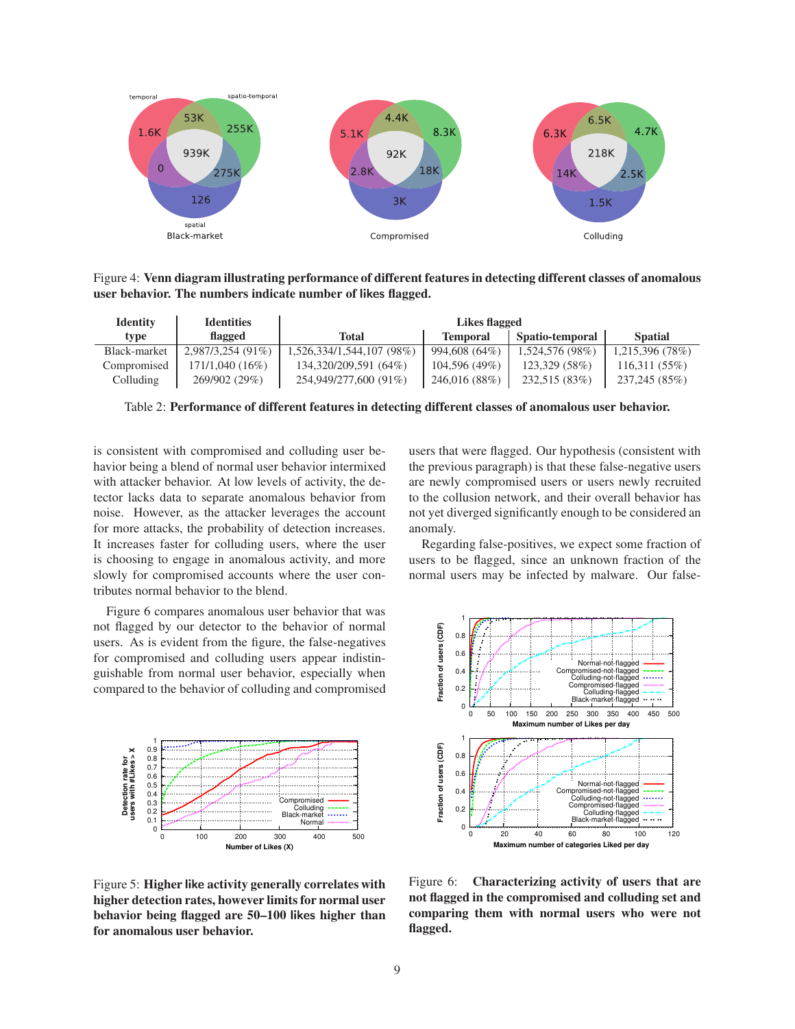Figure 4: **Venn diagram illustrating performance of different features in detecting different classes of anomalous user behavior. The numbers indicate number of likes flagged.**

| Identity type | Identities flagged | Likes flagged | | | |
|---|---|---|---|---|---|
| | | Total | Temporal | Spatio-temporal | Spatial |
| Black-market | 2,987/3,254 (91%) | 1,526,334/1,544,107 (98%) | 994,608 (64%) | 1,524,576 (98%) | 1,215,396 (78%) |
| Compromised | 171/1,040 (16%) | 134,320/209,591 (64%) | 104,596 (49%) | 123,329 (58%) | 116,311 (55%) |
| Colluding | 269/902 (29%) | 254,949/277,600 (91%) | 246,016 (88%) | 232,515 (83%) | 237,245 (85%) |

Table 2: **Performance of different features in detecting different classes of anomalous user behavior.**

is consistent with compromised and colluding user behavior being a blend of normal user behavior intermixed with attacker behavior. At low levels of activity, the detector lacks data to separate anomalous behavior from noise. However, as the attacker leverages the account for more attacks, the probability of detection increases. It increases faster for colluding users, where the user is choosing to engage in anomalous activity, and more slowly for compromised accounts where the user contributes normal behavior to the blend.

Figure 6 compares anomalous user behavior that was not flagged by our detector to the behavior of normal users. As is evident from the figure, the false-negatives for compromised and colluding users appear indistinguishable from normal user behavior, especially when compared to the behavior of colluding and compromised users that were flagged. Our hypothesis (consistent with the previous paragraph) is that these false-negative users are newly compromised users or users newly recruited to the collusion network, and their overall behavior has not yet diverged significantly enough to be considered an anomaly.

Regarding false-positives, we expect some fraction of users to be flagged, since an unknown fraction of the normal users may be infected by malware. Our false-

Figure 5: **Higher like activity generally correlates with higher detection rates, however limits for normal user behavior being flagged are 50–100 likes higher than for anomalous user behavior.**

Figure 6: **Characterizing activity of users that are not flagged in the compromised and colluding set and comparing them with normal users who were not flagged.**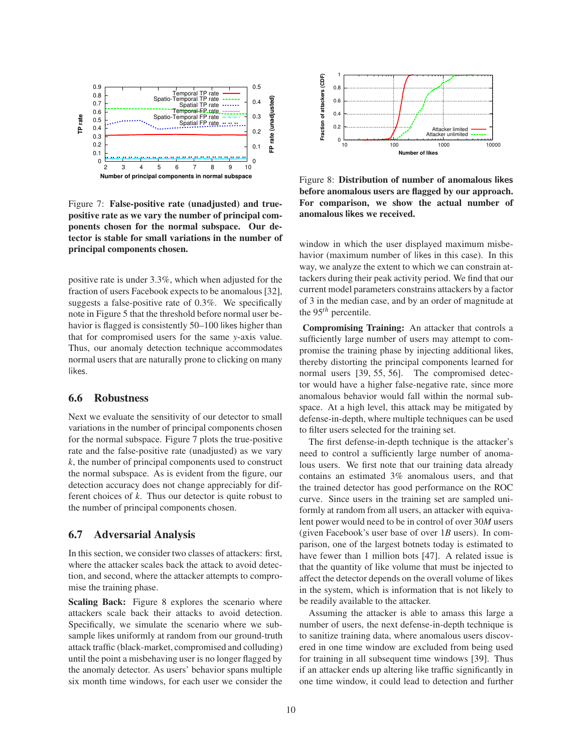Figure 7: **False-positive rate (unadjusted) and true-positive rate as we vary the number of principal components chosen for the normal subspace. Our detector is stable for small variations in the number of principal components chosen.**

positive rate is under 3.3%, which when adjusted for the fraction of users Facebook expects to be anomalous [32], suggests a false-positive rate of 0.3%. We specifically note in Figure 5 that the threshold before normal user behavior is flagged is consistently 50–100 likes higher than that for compromised users for the same $y$-axis value. Thus, our anomaly detection technique accommodates normal users that are naturally prone to clicking on many likes.

## 6.6 Robustness

Next we evaluate the sensitivity of our detector to small variations in the number of principal components chosen for the normal subspace. Figure 7 plots the true-positive rate and the false-positive rate (unadjusted) as we vary $k$, the number of principal components used to construct the normal subspace. As is evident from the figure, our detection accuracy does not change appreciably for different choices of $k$. Thus our detector is quite robust to the number of principal components chosen.

## 6.7 Adversarial Analysis

In this section, we consider two classes of attackers: first, where the attacker scales back the attack to avoid detection, and second, where the attacker attempts to compromise the training phase.

**Scaling Back:** Figure 8 explores the scenario where attackers scale back their attacks to avoid detection. Specifically, we simulate the scenario where we subsample likes uniformly at random from our ground-truth attack traffic (black-market, compromised and colluding) until the point a misbehaving user is no longer flagged by the anomaly detector. As users' behavior spans multiple six month time windows, for each user we consider the window in which the user displayed maximum misbehavior (maximum number of likes in this case). In this way, we analyze the extent to which we can constrain attackers during their peak activity period. We find that our current model parameters constrains attackers by a factor of 3 in the median case, and by an order of magnitude at the 95$^{th}$ percentile.

Figure 8: **Distribution of number of anomalous likes before anomalous users are flagged by our approach. For comparison, we show the actual number of anomalous likes we received.**

**Compromising Training:** An attacker that controls a sufficiently large number of users may attempt to compromise the training phase by injecting additional likes, thereby distorting the principal components learned for normal users [39, 55, 56]. The compromised detector would have a higher false-negative rate, since more anomalous behavior would fall within the normal subspace. At a high level, this attack may be mitigated by defense-in-depth, where multiple techniques can be used to filter users selected for the training set.

The first defense-in-depth technique is the attacker's need to control a sufficiently large number of anomalous users. We first note that our training data already contains an estimated 3% anomalous users, and that the trained detector has good performance on the ROC curve. Since users in the training set are sampled uniformly at random from all users, an attacker with equivalent power would need to be in control of over 30$M$ users (given Facebook's user base of over 1$B$ users). In comparison, one of the largest botnets today is estimated to have fewer than 1 million bots [47]. A related issue is that the quantity of like volume that must be injected to affect the detector depends on the overall volume of likes in the system, which is information that is not likely to be readily available to the attacker.

Assuming the attacker is able to amass this large a number of users, the next defense-in-depth technique is to sanitize training data, where anomalous users discovered in one time window are excluded from being used for training in all subsequent time windows [39]. Thus if an attacker ends up altering like traffic significantly in one time window, it could lead to detection and further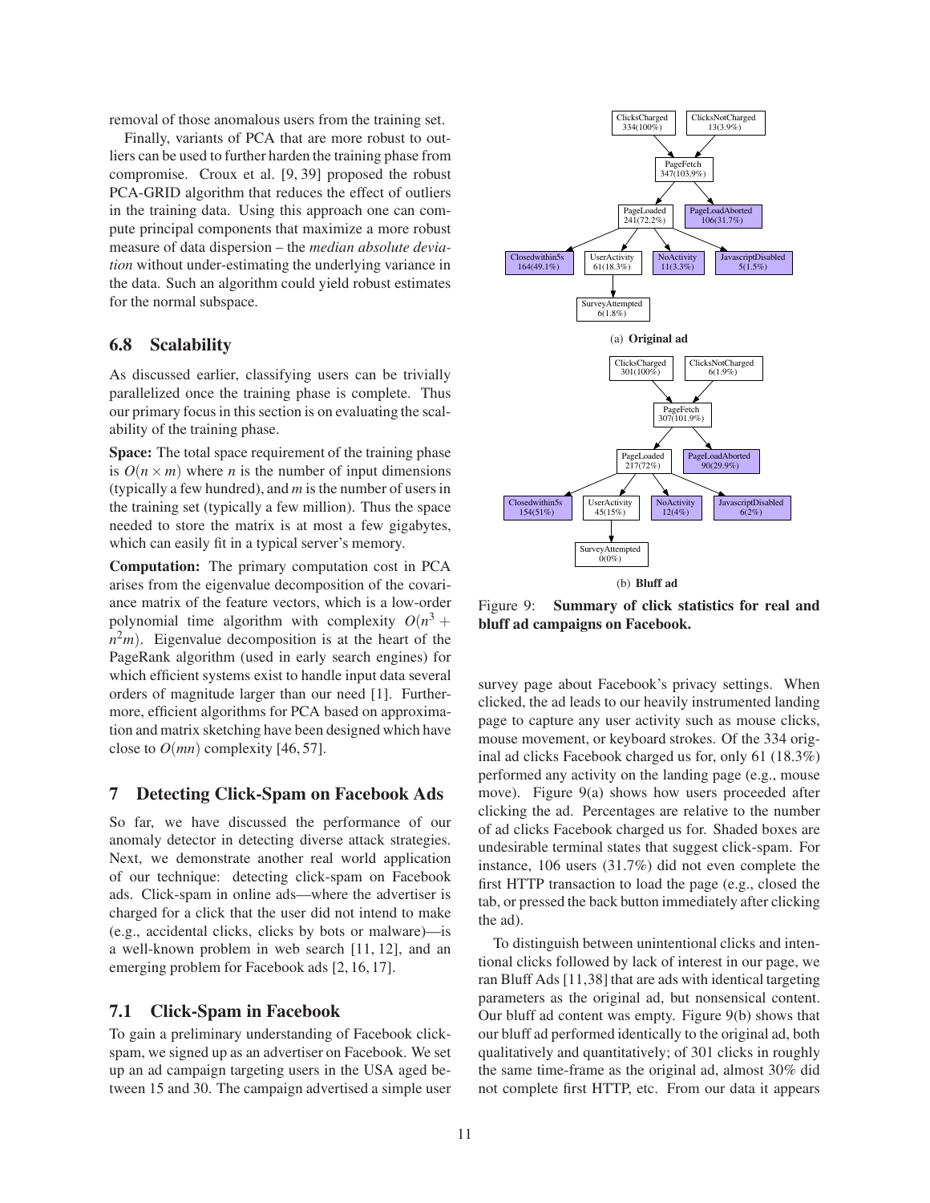removal of those anomalous users from the training set.

Finally, variants of PCA that are more robust to outliers can be used to further harden the training phase from compromise. Croux et al. [9, 39] proposed the robust PCA-GRID algorithm that reduces the effect of outliers in the training data. Using this approach one can compute principal components that maximize a more robust measure of data dispersion – the *median absolute deviation* without under-estimating the underlying variance in the data. Such an algorithm could yield robust estimates for the normal subspace.

### 6.8 Scalability

As discussed earlier, classifying users can be trivially parallelized once the training phase is complete. Thus our primary focus in this section is on evaluating the scalability of the training phase.

**Space:** The total space requirement of the training phase is $O(n \times m)$ where $n$ is the number of input dimensions (typically a few hundred), and $m$ is the number of users in the training set (typically a few million). Thus the space needed to store the matrix is at most a few gigabytes, which can easily fit in a typical server's memory.

**Computation:** The primary computation cost in PCA arises from the eigenvalue decomposition of the covariance matrix of the feature vectors, which is a low-order polynomial time algorithm with complexity $O(n^3 + n^2 m)$. Eigenvalue decomposition is at the heart of the PageRank algorithm (used in early search engines) for which efficient systems exist to handle input data several orders of magnitude larger than our need [1]. Furthermore, efficient algorithms for PCA based on approximation and matrix sketching have been designed which have close to $O(mn)$ complexity [46, 57].

## 7 Detecting Click-Spam on Facebook Ads

So far, we have discussed the performance of our anomaly detector in detecting diverse attack strategies. Next, we demonstrate another real world application of our technique: detecting click-spam on Facebook ads. Click-spam in online ads—where the advertiser is charged for a click that the user did not intend to make (e.g., accidental clicks, clicks by bots or malware)—is a well-known problem in web search [11, 12], and an emerging problem for Facebook ads [2, 16, 17].

### 7.1 Click-Spam in Facebook

To gain a preliminary understanding of Facebook click-spam, we signed up as an advertiser on Facebook. We set up an ad campaign targeting users in the USA aged between 15 and 30. The campaign advertised a simple user survey page about Facebook's privacy settings. When clicked, the ad leads to our heavily instrumented landing page to capture any user activity such as mouse clicks, mouse movement, or keyboard strokes. Of the 334 original ad clicks Facebook charged us for, only 61 (18.3%) performed any activity on the landing page (e.g., mouse move). Figure 9(a) shows how users proceeded after clicking the ad. Percentages are relative to the number of ad clicks Facebook charged us for. Shaded boxes are undesirable terminal states that suggest click-spam. For instance, 106 users (31.7%) did not even complete the first HTTP transaction to load the page (e.g., closed the tab, or pressed the back button immediately after clicking the ad).

ClicksCharged 334(100%) · ClicksNotCharged 13(3.9%) → PageFetch 347(103.9%) → PageLoaded 241(72.2%) · PageLoadAborted 106(31.7%); PageLoaded → Closedwithin5s 164(49.1%) · UserActivity 61(18.3%) · NoActivity 11(3.3%) · JavascriptDisabled 5(1.5%); UserActivity → SurveyAttempted 6(1.8%)

(a) **Original ad**

ClicksCharged 301(100%) · ClicksNotCharged 6(1.9%) → PageFetch 307(101.9%) → PageLoaded 217(72%) · PageLoadAborted 90(29.9%); PageLoaded → Closedwithin5s 154(51%) · UserActivity 45(15%) · NoActivity 12(4%) · JavascriptDisabled 6(2%); UserActivity → SurveyAttempted 0(0%)

(b) **Bluff ad**

Figure 9: **Summary of click statistics for real and bluff ad campaigns on Facebook.**

To distinguish between unintentional clicks and intentional clicks followed by lack of interest in our page, we ran Bluff Ads [11,38] that are ads with identical targeting parameters as the original ad, but nonsensical content. Our bluff ad content was empty. Figure 9(b) shows that our bluff ad performed identically to the original ad, both qualitatively and quantitatively; of 301 clicks in roughly the same time-frame as the original ad, almost 30% did not complete first HTTP, etc. From our data it appears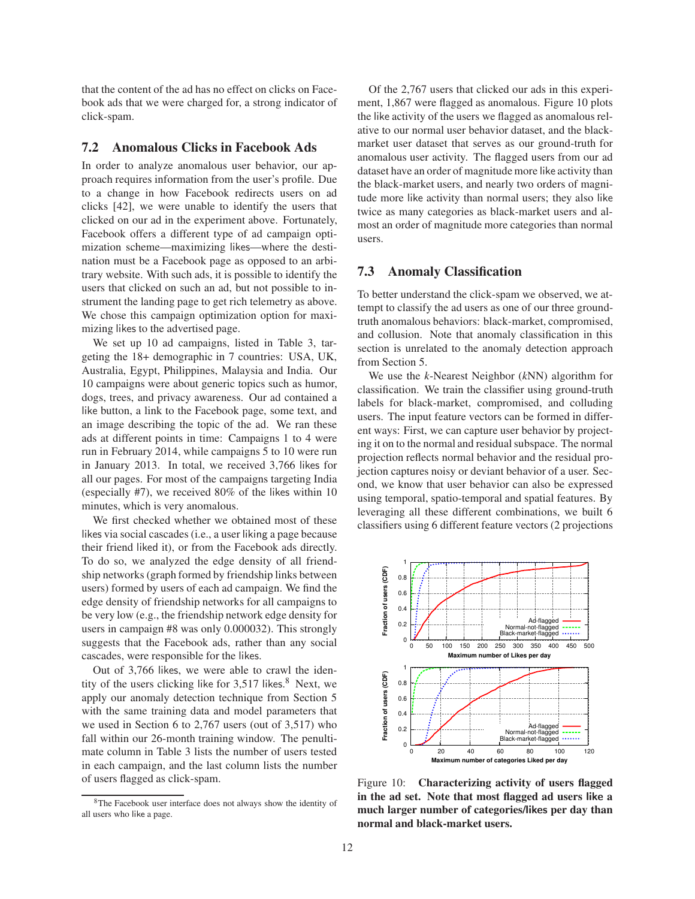that the content of the ad has no effect on clicks on Facebook ads that we were charged for, a strong indicator of click-spam.

### 7.2 Anomalous Clicks in Facebook Ads

In order to analyze anomalous user behavior, our approach requires information from the user's profile. Due to a change in how Facebook redirects users on ad clicks [42], we were unable to identify the users that clicked on our ad in the experiment above. Fortunately, Facebook offers a different type of ad campaign optimization scheme—maximizing likes—where the destination must be a Facebook page as opposed to an arbitrary website. With such ads, it is possible to identify the users that clicked on such an ad, but not possible to instrument the landing page to get rich telemetry as above. We chose this campaign optimization option for maximizing likes to the advertised page.

We set up 10 ad campaigns, listed in Table 3, targeting the 18+ demographic in 7 countries: USA, UK, Australia, Egypt, Philippines, Malaysia and India. Our 10 campaigns were about generic topics such as humor, dogs, trees, and privacy awareness. Our ad contained a like button, a link to the Facebook page, some text, and an image describing the topic of the ad. We ran these ads at different points in time: Campaigns 1 to 4 were run in February 2014, while campaigns 5 to 10 were run in January 2013. In total, we received 3,766 likes for all our pages. For most of the campaigns targeting India (especially #7), we received 80% of the likes within 10 minutes, which is very anomalous.

We first checked whether we obtained most of these likes via social cascades (i.e., a user liking a page because their friend liked it), or from the Facebook ads directly. To do so, we analyzed the edge density of all friendship networks (graph formed by friendship links between users) formed by users of each ad campaign. We find the edge density of friendship networks for all campaigns to be very low (e.g., the friendship network edge density for users in campaign #8 was only 0.000032). This strongly suggests that the Facebook ads, rather than any social cascades, were responsible for the likes.

Out of 3,766 likes, we were able to crawl the identity of the users clicking like for 3,517 likes.[8] Next, we apply our anomaly detection technique from Section 5 with the same training data and model parameters that we used in Section 6 to 2,767 users (out of 3,517) who fall within our 26-month training window. The penultimate column in Table 3 lists the number of users tested in each campaign, and the last column lists the number of users flagged as click-spam.

[8] The Facebook user interface does not always show the identity of all users who like a page.

Of the 2,767 users that clicked our ads in this experiment, 1,867 were flagged as anomalous. Figure 10 plots the like activity of the users we flagged as anomalous relative to our normal user behavior dataset, and the black-market user dataset that serves as our ground-truth for anomalous user activity. The flagged users from our ad dataset have an order of magnitude more like activity than the black-market users, and nearly two orders of magnitude more like activity than normal users; they also like twice as many categories as black-market users and almost an order of magnitude more categories than normal users.

### 7.3 Anomaly Classification

To better understand the click-spam we observed, we attempt to classify the ad users as one of our three ground-truth anomalous behaviors: black-market, compromised, and collusion. Note that anomaly classification in this section is unrelated to the anomaly detection approach from Section 5.

We use the $k$-Nearest Neighbor ($k$NN) algorithm for classification. We train the classifier using ground-truth labels for black-market, compromised, and colluding users. The input feature vectors can be formed in different ways: First, we can capture user behavior by projecting it on to the normal and residual subspace. The normal projection reflects normal behavior and the residual projection captures noisy or deviant behavior of a user. Second, we know that user behavior can also be expressed using temporal, spatio-temporal and spatial features. By leveraging all these different combinations, we built 6 classifiers using 6 different feature vectors (2 projections

Figure 10: **Characterizing activity of users flagged in the ad set. Note that most flagged ad users like a much larger number of categories/likes per day than normal and black-market users.**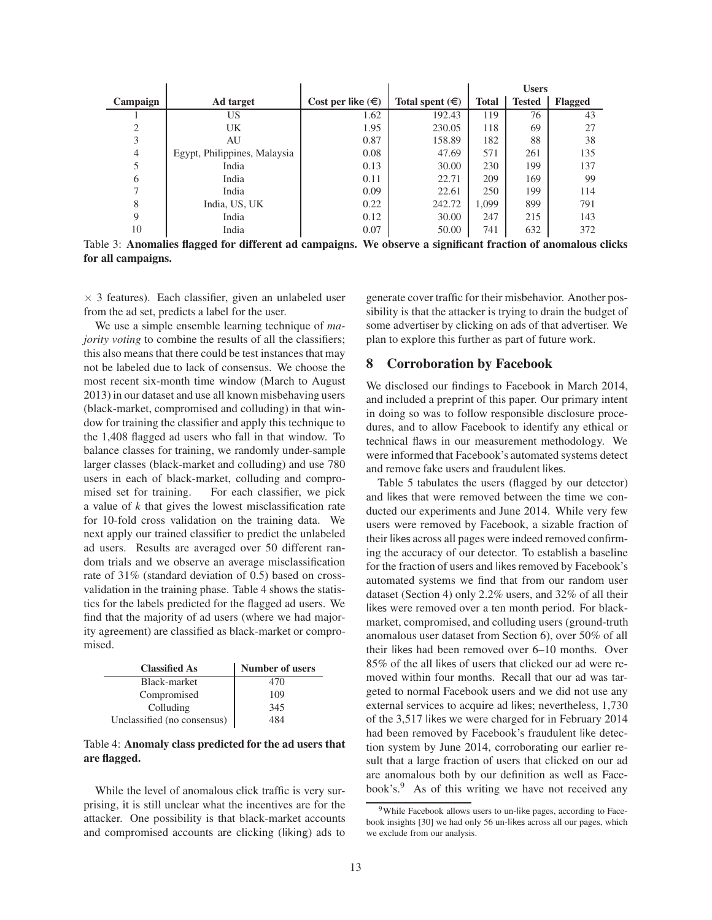| Campaign | Ad target | Cost per like (€) | Total spent (€) | Users | | |
|---|---|---|---|---|---|---|
| | | | | **Total** | **Tested** | **Flagged** |
| 1 | US | 1.62 | 192.43 | 119 | 76 | 43 |
| 2 | UK | 1.95 | 230.05 | 118 | 69 | 27 |
| 3 | AU | 0.87 | 158.89 | 182 | 88 | 38 |
| 4 | Egypt, Philippines, Malaysia | 0.08 | 47.69 | 571 | 261 | 135 |
| 5 | India | 0.13 | 30.00 | 230 | 199 | 137 |
| 6 | India | 0.11 | 22.71 | 209 | 169 | 99 |
| 7 | India | 0.09 | 22.61 | 250 | 199 | 114 |
| 8 | India, US, UK | 0.22 | 242.72 | 1,099 | 899 | 791 |
| 9 | India | 0.12 | 30.00 | 247 | 215 | 143 |
| 10 | India | 0.07 | 50.00 | 741 | 632 | 372 |

Table 3: **Anomalies flagged for different ad campaigns. We observe a significant fraction of anomalous clicks for all campaigns.**

$\times$ 3 features). Each classifier, given an unlabeled user from the ad set, predicts a label for the user.

We use a simple ensemble learning technique of *majority voting* to combine the results of all the classifiers; this also means that there could be test instances that may not be labeled due to lack of consensus. We choose the most recent six-month time window (March to August 2013) in our dataset and use all known misbehaving users (black-market, compromised and colluding) in that window for training the classifier and apply this technique to the 1,408 flagged ad users who fall in that window. To balance classes for training, we randomly under-sample larger classes (black-market and colluding) and use 780 users in each of black-market, colluding and compromised set for training. For each classifier, we pick a value of $k$ that gives the lowest misclassification rate for 10-fold cross validation on the training data. We next apply our trained classifier to predict the unlabeled ad users. Results are averaged over 50 different random trials and we observe an average misclassification rate of 31% (standard deviation of 0.5) based on cross-validation in the training phase. Table 4 shows the statistics for the labels predicted for the flagged ad users. We find that the majority of ad users (where we had majority agreement) are classified as black-market or compromised.

| Classified As | Number of users |
|---|---|
| Black-market | 470 |
| Compromised | 109 |
| Colluding | 345 |
| Unclassified (no consensus) | 484 |

Table 4: **Anomaly class predicted for the ad users that are flagged.**

While the level of anomalous click traffic is very surprising, it is still unclear what the incentives are for the attacker. One possibility is that black-market accounts and compromised accounts are clicking (liking) ads to generate cover traffic for their misbehavior. Another possibility is that the attacker is trying to drain the budget of some advertiser by clicking on ads of that advertiser. We plan to explore this further as part of future work.

## 8 Corroboration by Facebook

We disclosed our findings to Facebook in March 2014, and included a preprint of this paper. Our primary intent in doing so was to follow responsible disclosure procedures, and to allow Facebook to identify any ethical or technical flaws in our measurement methodology. We were informed that Facebook's automated systems detect and remove fake users and fraudulent likes.

Table 5 tabulates the users (flagged by our detector) and likes that were removed between the time we conducted our experiments and June 2014. While very few users were removed by Facebook, a sizable fraction of their likes across all pages were indeed removed confirming the accuracy of our detector. To establish a baseline for the fraction of users and likes removed by Facebook's automated systems we find that from our random user dataset (Section 4) only 2.2% users, and 32% of all their likes were removed over a ten month period. For black-market, compromised, and colluding users (ground-truth anomalous user dataset from Section 6), over 50% of all their likes had been removed over 6–10 months. Over 85% of the all likes of users that clicked our ad were removed within four months. Recall that our ad was targeted to normal Facebook users and we did not use any external services to acquire ad likes; nevertheless, 1,730 of the 3,517 likes we were charged for in February 2014 had been removed by Facebook's fraudulent like detection system by June 2014, corroborating our earlier result that a large fraction of users that clicked on our ad are anomalous both by our definition as well as Facebook's.[9] As of this writing we have not received any

[9] While Facebook allows users to un-like pages, according to Facebook insights [30] we had only 56 un-likes across all our pages, which we exclude from our analysis.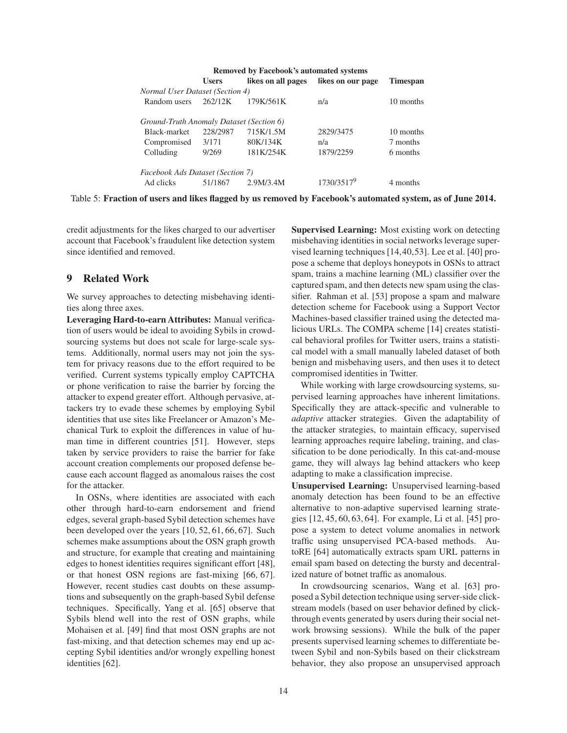| | Removed by Facebook's automated systems | | | |
|---|---|---|---|---|
| | **Users** | **likes on all pages** | **likes on our page** | **Timespan** |
| *Normal User Dataset (Section 4)* | | | | |
| Random users | 262/12K | 179K/561K | n/a | 10 months |
| *Ground-Truth Anomaly Dataset (Section 6)* | | | | |
| Black-market | 228/2987 | 715K/1.5M | 2829/3475 | 10 months |
| Compromised | 3/171 | 80K/134K | n/a | 7 months |
| Colluding | 9/269 | 181K/254K | 1879/2259 | 6 months |
| *Facebook Ads Dataset (Section 7)* | | | | |
| Ad clicks | 51/1867 | 2.9M/3.4M | 1730/3517[9] | 4 months |

Table 5: **Fraction of users and likes flagged by us removed by Facebook's automated system, as of June 2014.**

credit adjustments for the likes charged to our advertiser account that Facebook's fraudulent like detection system since identified and removed.

## 9 Related Work

We survey approaches to detecting misbehaving identities along three axes.

**Leveraging Hard-to-earn Attributes:** Manual verification of users would be ideal to avoiding Sybils in crowdsourcing systems but does not scale for large-scale systems. Additionally, normal users may not join the system for privacy reasons due to the effort required to be verified. Current systems typically employ CAPTCHA or phone verification to raise the barrier by forcing the attacker to expend greater effort. Although pervasive, attackers try to evade these schemes by employing Sybil identities that use sites like Freelancer or Amazon's Mechanical Turk to exploit the differences in value of human time in different countries [51]. However, steps taken by service providers to raise the barrier for fake account creation complements our proposed defense because each account flagged as anomalous raises the cost for the attacker.

In OSNs, where identities are associated with each other through hard-to-earn endorsement and friend edges, several graph-based Sybil detection schemes have been developed over the years [10, 52, 61, 66, 67]. Such schemes make assumptions about the OSN graph growth and structure, for example that creating and maintaining edges to honest identities requires significant effort [48], or that honest OSN regions are fast-mixing [66, 67]. However, recent studies cast doubts on these assumptions and subsequently on the graph-based Sybil defense techniques. Specifically, Yang et al. [65] observe that Sybils blend well into the rest of OSN graphs, while Mohaisen et al. [49] find that most OSN graphs are not fast-mixing, and that detection schemes may end up accepting Sybil identities and/or wrongly expelling honest identities [62].

**Supervised Learning:** Most existing work on detecting misbehaving identities in social networks leverage supervised learning techniques [14, 40, 53]. Lee et al. [40] propose a scheme that deploys honeypots in OSNs to attract spam, trains a machine learning (ML) classifier over the captured spam, and then detects new spam using the classifier. Rahman et al. [53] propose a spam and malware detection scheme for Facebook using a Support Vector Machines-based classifier trained using the detected malicious URLs. The COMPA scheme [14] creates statistical behavioral profiles for Twitter users, trains a statistical model with a small manually labeled dataset of both benign and misbehaving users, and then uses it to detect compromised identities in Twitter.

While working with large crowdsourcing systems, supervised learning approaches have inherent limitations. Specifically they are attack-specific and vulnerable to *adaptive* attacker strategies. Given the adaptability of the attacker strategies, to maintain efficacy, supervised learning approaches require labeling, training, and classification to be done periodically. In this cat-and-mouse game, they will always lag behind attackers who keep adapting to make a classification imprecise.

**Unsupervised Learning:** Unsupervised learning-based anomaly detection has been found to be an effective alternative to non-adaptive supervised learning strategies [12, 45, 60, 63, 64]. For example, Li et al. [45] propose a system to detect volume anomalies in network traffic using unsupervised PCA-based methods. AutoRE [64] automatically extracts spam URL patterns in email spam based on detecting the bursty and decentralized nature of botnet traffic as anomalous.

In crowdsourcing scenarios, Wang et al. [63] proposed a Sybil detection technique using server-side clickstream models (based on user behavior defined by click-through events generated by users during their social network browsing sessions). While the bulk of the paper presents supervised learning schemes to differentiate between Sybil and non-Sybils based on their clickstream behavior, they also propose an unsupervised approach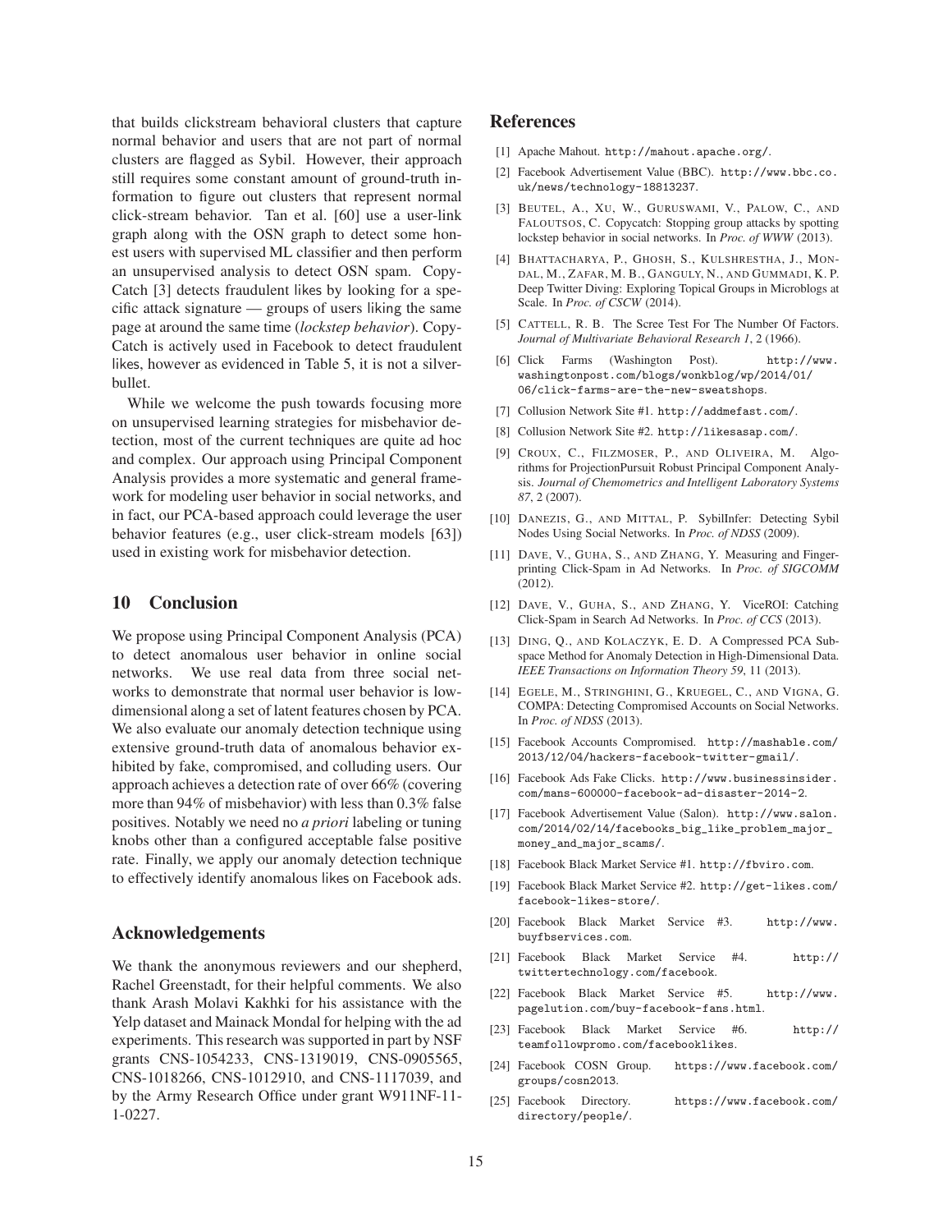that builds clickstream behavioral clusters that capture normal behavior and users that are not part of normal clusters are flagged as Sybil. However, their approach still requires some constant amount of ground-truth information to figure out clusters that represent normal click-stream behavior. Tan et al. [60] use a user-link graph along with the OSN graph to detect some honest users with supervised ML classifier and then perform an unsupervised analysis to detect OSN spam. CopyCatch [3] detects fraudulent likes by looking for a specific attack signature — groups of users liking the same page at around the same time (*lockstep behavior*). CopyCatch is actively used in Facebook to detect fraudulent likes, however as evidenced in Table 5, it is not a silver-bullet.

While we welcome the push towards focusing more on unsupervised learning strategies for misbehavior detection, most of the current techniques are quite ad hoc and complex. Our approach using Principal Component Analysis provides a more systematic and general framework for modeling user behavior in social networks, and in fact, our PCA-based approach could leverage the user behavior features (e.g., user click-stream models [63]) used in existing work for misbehavior detection.

## 10 Conclusion

We propose using Principal Component Analysis (PCA) to detect anomalous user behavior in online social networks. We use real data from three social networks to demonstrate that normal user behavior is low-dimensional along a set of latent features chosen by PCA. We also evaluate our anomaly detection technique using extensive ground-truth data of anomalous behavior exhibited by fake, compromised, and colluding users. Our approach achieves a detection rate of over 66% (covering more than 94% of misbehavior) with less than 0.3% false positives. Notably we need no *a priori* labeling or tuning knobs other than a configured acceptable false positive rate. Finally, we apply our anomaly detection technique to effectively identify anomalous likes on Facebook ads.

## Acknowledgements

We thank the anonymous reviewers and our shepherd, Rachel Greenstadt, for their helpful comments. We also thank Arash Molavi Kakhki for his assistance with the Yelp dataset and Mainack Mondal for helping with the ad experiments. This research was supported in part by NSF grants CNS-1054233, CNS-1319019, CNS-0905565, CNS-1018266, CNS-1012910, and CNS-1117039, and by the Army Research Office under grant W911NF-11-1-0227.

## References

[1] Apache Mahout. http://mahout.apache.org/.

[2] Facebook Advertisement Value (BBC). http://www.bbc.co.uk/news/technology-18813237.

[3] Beutel, A., Xu, W., Guruswami, V., Palow, C., and Faloutsos, C. Copycatch: Stopping group attacks by spotting lockstep behavior in social networks. In *Proc. of WWW* (2013).

[4] Bhattacharya, P., Ghosh, S., Kulshrestha, J., Mondal, M., Zafar, M. B., Ganguly, N., and Gummadi, K. P. Deep Twitter Diving: Exploring Topical Groups in Microblogs at Scale. In *Proc. of CSCW* (2014).

[5] Cattell, R. B. The Scree Test For The Number Of Factors. *Journal of Multivariate Behavioral Research 1*, 2 (1966).

[6] Click Farms (Washington Post). http://www.washingtonpost.com/blogs/wonkblog/wp/2014/01/06/click-farms-are-the-new-sweatshops.

[7] Collusion Network Site #1. http://addmefast.com/.

[8] Collusion Network Site #2. http://likesasap.com/.

[9] Croux, C., Filzmoser, P., and Oliveira, M. Algorithms for ProjectionPursuit Robust Principal Component Analysis. *Journal of Chemometrics and Intelligent Laboratory Systems 87*, 2 (2007).

[10] Danezis, G., and Mittal, P. SybilInfer: Detecting Sybil Nodes Using Social Networks. In *Proc. of NDSS* (2009).

[11] Dave, V., Guha, S., and Zhang, Y. Measuring and Fingerprinting Click-Spam in Ad Networks. In *Proc. of SIGCOMM* (2012).

[12] Dave, V., Guha, S., and Zhang, Y. ViceROI: Catching Click-Spam in Search Ad Networks. In *Proc. of CCS* (2013).

[13] Ding, Q., and Kolaczyk, E. D. A Compressed PCA Subspace Method for Anomaly Detection in High-Dimensional Data. *IEEE Transactions on Information Theory 59*, 11 (2013).

[14] Egele, M., Stringhini, G., Kruegel, C., and Vigna, G. COMPA: Detecting Compromised Accounts on Social Networks. In *Proc. of NDSS* (2013).

[15] Facebook Accounts Compromised. http://mashable.com/2013/12/04/hackers-facebook-twitter-gmail/.

[16] Facebook Ads Fake Clicks. http://www.businessinsider.com/mans-600000-facebook-ad-disaster-2014-2.

[17] Facebook Advertisement Value (Salon). http://www.salon.com/2014/02/14/facebooks_big_like_problem_major_money_and_major_scams/.

[18] Facebook Black Market Service #1. http://fbviro.com.

[19] Facebook Black Market Service #2. http://get-likes.com/facebook-likes-store/.

[20] Facebook Black Market Service #3. http://www.buyfbservices.com.

[21] Facebook Black Market Service #4. http://twittertechnology.com/facebook.

[22] Facebook Black Market Service #5. http://www.pagelution.com/buy-facebook-fans.html.

[23] Facebook Black Market Service #6. http://teamfollowpromo.com/facebooklikes.

[24] Facebook COSN Group. https://www.facebook.com/groups/cosn2013.

[25] Facebook Directory. https://www.facebook.com/directory/people/.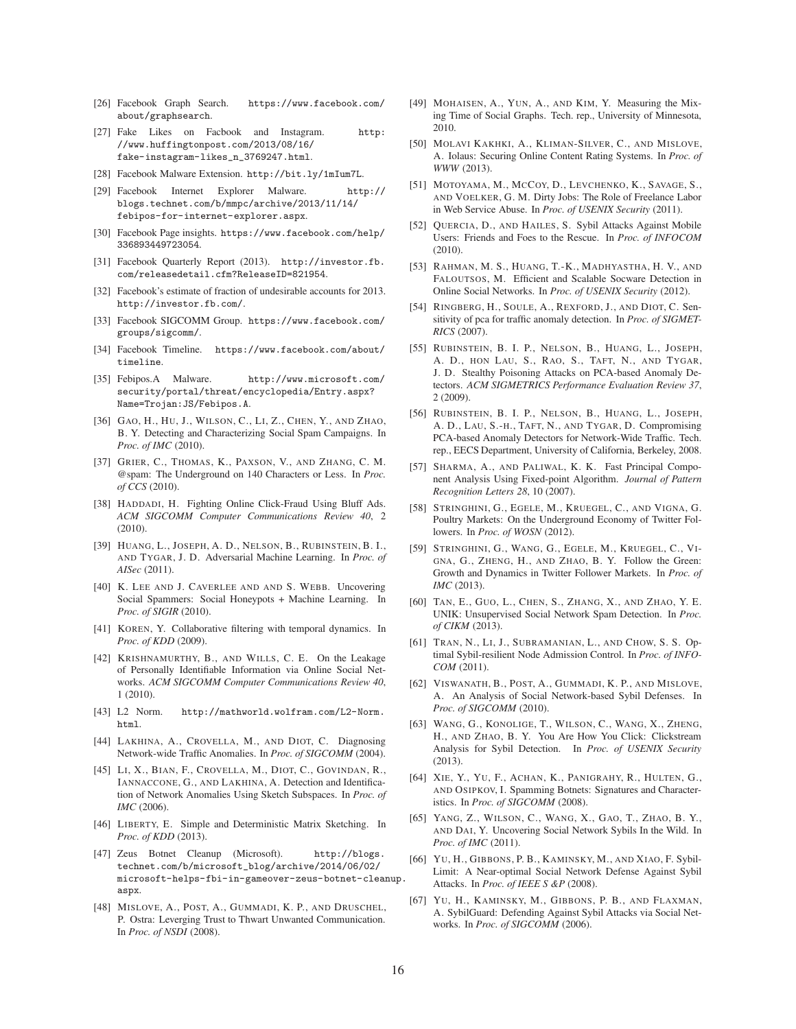[26] Facebook Graph Search. https://www.facebook.com/about/graphsearch.

[27] Fake Likes on Facbook and Instagram. http://www.huffingtonpost.com/2013/08/16/fake-instagram-likes_n_3769247.html.

[28] Facebook Malware Extension. http://bit.ly/1mIum7L.

[29] Facebook Internet Explorer Malware. http://blogs.technet.com/b/mmpc/archive/2013/11/14/febipos-for-internet-explorer.aspx.

[30] Facebook Page insights. https://www.facebook.com/help/336893449723054.

[31] Facebook Quarterly Report (2013). http://investor.fb.com/releasedetail.cfm?ReleaseID=821954.

[32] Facebook's estimate of fraction of undesirable accounts for 2013. http://investor.fb.com/.

[33] Facebook SIGCOMM Group. https://www.facebook.com/groups/sigcomm/.

[34] Facebook Timeline. https://www.facebook.com/about/timeline.

[35] Febipos.A Malware. http://www.microsoft.com/security/portal/threat/encyclopedia/Entry.aspx?Name=Trojan:JS/Febipos.A.

[36] Gao, H., Hu, J., Wilson, C., Li, Z., Chen, Y., and Zhao, B. Y. Detecting and Characterizing Social Spam Campaigns. In *Proc. of IMC* (2010).

[37] Grier, C., Thomas, K., Paxson, V., and Zhang, C. M. @spam: The Underground on 140 Characters or Less. In *Proc. of CCS* (2010).

[38] Haddadi, H. Fighting Online Click-Fraud Using Bluff Ads. *ACM SIGCOMM Computer Communications Review 40*, 2 (2010).

[39] Huang, L., Joseph, A. D., Nelson, B., Rubinstein, B. I., and Tygar, J. D. Adversarial Machine Learning. In *Proc. of AISec* (2011).

[40] K. Lee and J. Caverlee and and S. Webb. Uncovering Social Spammers: Social Honeypots + Machine Learning. In *Proc. of SIGIR* (2010).

[41] Koren, Y. Collaborative filtering with temporal dynamics. In *Proc. of KDD* (2009).

[42] Krishnamurthy, B., and Wills, C. E. On the Leakage of Personally Identifiable Information via Online Social Networks. *ACM SIGCOMM Computer Communications Review 40*, 1 (2010).

[43] L2 Norm. http://mathworld.wolfram.com/L2-Norm.html.

[44] Lakhina, A., Crovella, M., and Diot, C. Diagnosing Network-wide Traffic Anomalies. In *Proc. of SIGCOMM* (2004).

[45] Li, X., Bian, F., Crovella, M., Diot, C., Govindan, R., Iannaccone, G., and Lakhina, A. Detection and Identification of Network Anomalies Using Sketch Subspaces. In *Proc. of IMC* (2006).

[46] Liberty, E. Simple and Deterministic Matrix Sketching. In *Proc. of KDD* (2013).

[47] Zeus Botnet Cleanup (Microsoft). http://blogs.technet.com/b/microsoft_blog/archive/2014/06/02/microsoft-helps-fbi-in-gameover-zeus-botnet-cleanup.aspx.

[48] Mislove, A., Post, A., Gummadi, K. P., and Druschel, P. Ostra: Leverging Trust to Thwart Unwanted Communication. In *Proc. of NSDI* (2008).

[49] Mohaisen, A., Yun, A., and Kim, Y. Measuring the Mixing Time of Social Graphs. Tech. rep., University of Minnesota, 2010.

[50] Molavi Kakhki, A., Kliman-Silver, C., and Mislove, A. Iolaus: Securing Online Content Rating Systems. In *Proc. of WWW* (2013).

[51] Motoyama, M., McCoy, D., Levchenko, K., Savage, S., and Voelker, G. M. Dirty Jobs: The Role of Freelance Labor in Web Service Abuse. In *Proc. of USENIX Security* (2011).

[52] Quercia, D., and Hailes, S. Sybil Attacks Against Mobile Users: Friends and Foes to the Rescue. In *Proc. of INFOCOM* (2010).

[53] Rahman, M. S., Huang, T.-K., Madhyastha, H. V., and Faloutsos, M. Efficient and Scalable Socware Detection in Online Social Networks. In *Proc. of USENIX Security* (2012).

[54] Ringberg, H., Soule, A., Rexford, J., and Diot, C. Sensitivity of pca for traffic anomaly detection. In *Proc. of SIGMETRICS* (2007).

[55] Rubinstein, B. I. P., Nelson, B., Huang, L., Joseph, A. D., hon Lau, S., Rao, S., Taft, N., and Tygar, J. D. Stealthy Poisoning Attacks on PCA-based Anomaly Detectors. *ACM SIGMETRICS Performance Evaluation Review 37*, 2 (2009).

[56] Rubinstein, B. I. P., Nelson, B., Huang, L., Joseph, A. D., Lau, S.-h., Taft, N., and Tygar, D. Compromising PCA-based Anomaly Detectors for Network-Wide Traffic. Tech. rep., EECS Department, University of California, Berkeley, 2008.

[57] Sharma, A., and Paliwal, K. K. Fast Principal Component Analysis Using Fixed-point Algorithm. *Journal of Pattern Recognition Letters 28*, 10 (2007).

[58] Stringhini, G., Egele, M., Kruegel, C., and Vigna, G. Poultry Markets: On the Underground Economy of Twitter Followers. In *Proc. of WOSN* (2012).

[59] Stringhini, G., Wang, G., Egele, M., Kruegel, C., Vigna, G., Zheng, H., and Zhao, B. Y. Follow the Green: Growth and Dynamics in Twitter Follower Markets. In *Proc. of IMC* (2013).

[60] Tan, E., Guo, L., Chen, S., Zhang, X., and Zhao, Y. E. UNIK: Unsupervised Social Network Spam Detection. In *Proc. of CIKM* (2013).

[61] Tran, N., Li, J., Subramanian, L., and Chow, S. S. Optimal Sybil-resilient Node Admission Control. In *Proc. of INFOCOM* (2011).

[62] Viswanath, B., Post, A., Gummadi, K. P., and Mislove, A. An Analysis of Social Network-based Sybil Defenses. In *Proc. of SIGCOMM* (2010).

[63] Wang, G., Konolige, T., Wilson, C., Wang, X., Zheng, H., and Zhao, B. Y. You Are How You Click: Clickstream Analysis for Sybil Detection. In *Proc. of USENIX Security* (2013).

[64] Xie, Y., Yu, F., Achan, K., Panigrahy, R., Hulten, G., and Osipkov, I. Spamming Botnets: Signatures and Characteristics. In *Proc. of SIGCOMM* (2008).

[65] Yang, Z., Wilson, C., Wang, X., Gao, T., Zhao, B. Y., and Dai, Y. Uncovering Social Network Sybils In the Wild. In *Proc. of IMC* (2011).

[66] Yu, H., Gibbons, P. B., Kaminsky, M., and Xiao, F. SybilLimit: A Near-optimal Social Network Defense Against Sybil Attacks. In *Proc. of IEEE S &P* (2008).

[67] Yu, H., Kaminsky, M., Gibbons, P. B., and Flaxman, A. SybilGuard: Defending Against Sybil Attacks via Social Networks. In *Proc. of SIGCOMM* (2006).